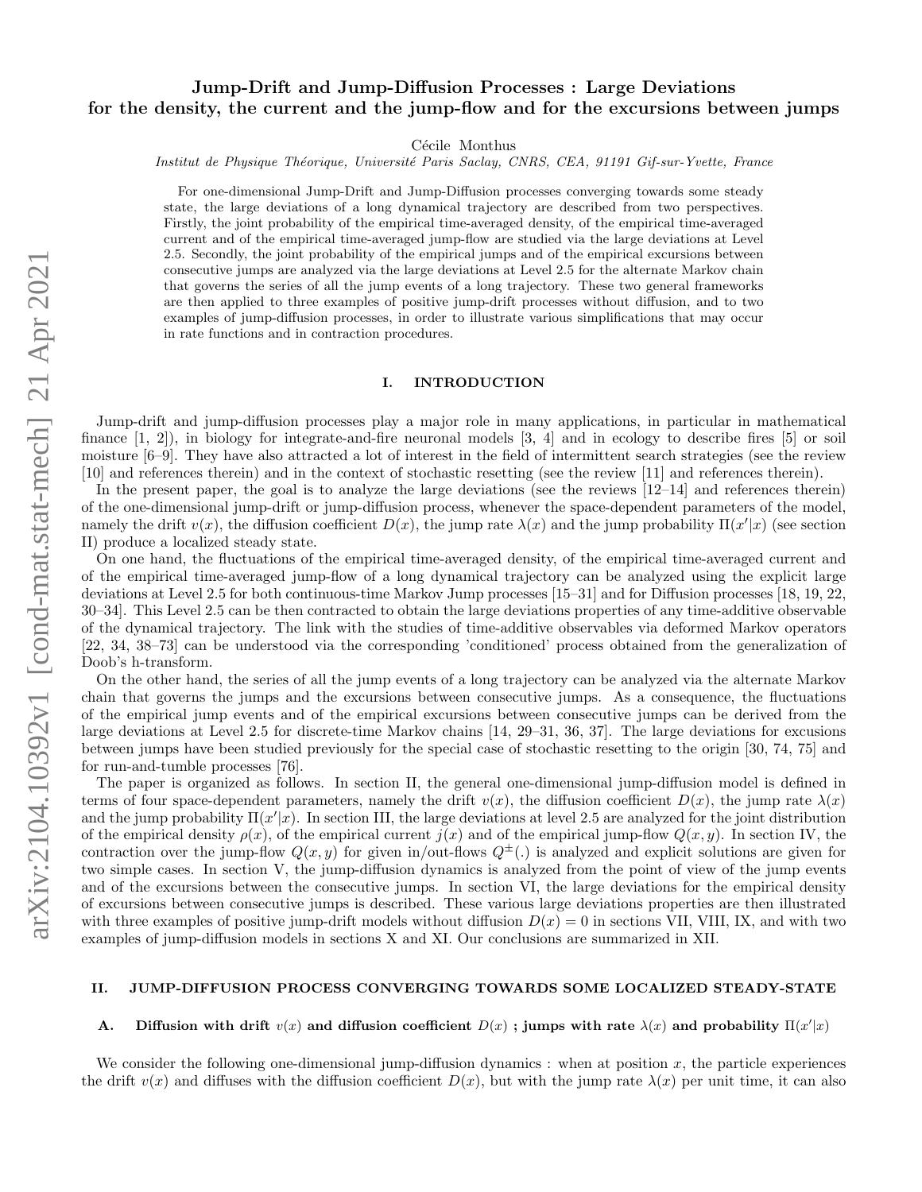# Jump-Drift and Jump-Diffusion Processes : Large Deviations for the density, the current and the jump-flow and for the excursions between jumps

Cécile Monthus

*Institut de Physique Théorique, Université Paris Saclay, CNRS, CEA, 91191 Gif-sur-Yvette, France*

For one-dimensional Jump-Drift and Jump-Diffusion processes converging towards some steady state, the large deviations of a long dynamical trajectory are described from two perspectives. Firstly, the joint probability of the empirical time-averaged density, of the empirical time-averaged current and of the empirical time-averaged jump-flow are studied via the large deviations at Level 2.5. Secondly, the joint probability of the empirical jumps and of the empirical excursions between consecutive jumps are analyzed via the large deviations at Level 2.5 for the alternate Markov chain that governs the series of all the jump events of a long trajectory. These two general frameworks are then applied to three examples of positive jump-drift processes without diffusion, and to two examples of jump-diffusion processes, in order to illustrate various simplifications that may occur in rate functions and in contraction procedures.

## I. INTRODUCTION

Jump-drift and jump-diffusion processes play a major role in many applications, in particular in mathematical finance [1, 2]), in biology for integrate-and-fire neuronal models [3, 4] and in ecology to describe fires [5] or soil moisture [6–9]. They have also attracted a lot of interest in the field of intermittent search strategies (see the review [10] and references therein) and in the context of stochastic resetting (see the review [11] and references therein).

In the present paper, the goal is to analyze the large deviations (see the reviews [12–14] and references therein) of the one-dimensional jump-drift or jump-diffusion process, whenever the space-dependent parameters of the model, namely the drift $v(x)$, the diffusion coefficient $D(x)$, the jump rate $\lambda(x)$ and the jump probability $\Pi(x'|x)$ (see section II) produce a localized steady state.

On one hand, the fluctuations of the empirical time-averaged density, of the empirical time-averaged current and of the empirical time-averaged jump-flow of a long dynamical trajectory can be analyzed using the explicit large deviations at Level 2.5 for both continuous-time Markov Jump processes [15–31] and for Diffusion processes [18, 19, 22, 30–34]. This Level 2.5 can be then contracted to obtain the large deviations properties of any time-additive observable of the dynamical trajectory. The link with the studies of time-additive observables via deformed Markov operators [22, 34, 38–73] can be understood via the corresponding 'conditioned' process obtained from the generalization of Doob's h-transform.

On the other hand, the series of all the jump events of a long trajectory can be analyzed via the alternate Markov chain that governs the jumps and the excursions between consecutive jumps. As a consequence, the fluctuations of the empirical jump events and of the empirical excursions between consecutive jumps can be derived from the large deviations at Level 2.5 for discrete-time Markov chains [14, 29–31, 36, 37]. The large deviations for excusions between jumps have been studied previously for the special case of stochastic resetting to the origin [30, 74, 75] and for run-and-tumble processes [76].

The paper is organized as follows. In section II, the general one-dimensional jump-diffusion model is defined in terms of four space-dependent parameters, namely the drift $v(x)$, the diffusion coefficient $D(x)$, the jump rate $\lambda(x)$ and the jump probability $\Pi(x'|x)$. In section III, the large deviations at level 2.5 are analyzed for the joint distribution of the empirical density $\rho(x)$, of the empirical current $j(x)$ and of the empirical jump-flow $Q(x, y)$. In section IV, the contraction over the jump-flow $Q(x, y)$ for given in/out-flows $Q^{\pm}(.)$ is analyzed and explicit solutions are given for two simple cases. In section V, the jump-diffusion dynamics is analyzed from the point of view of the jump events and of the excursions between the consecutive jumps. In section VI, the large deviations for the empirical density of excursions between consecutive jumps is described. These various large deviations properties are then illustrated with three examples of positive jump-drift models without diffusion $D(x) = 0$ in sections VII, VIII, IX, and with two examples of jump-diffusion models in sections X and XI. Our conclusions are summarized in XII.

## II. JUMP-DIFFUSION PROCESS CONVERGING TOWARDS SOME LOCALIZED STEADY-STATE

### A. Diffusion with drift $v(x)$ and diffusion coefficient $D(x)$ ; jumps with rate $\lambda(x)$ and probability $\Pi(x'|x)$

We consider the following one-dimensional jump-diffusion dynamics : when at position $x$, the particle experiences the drift $v(x)$ and diffuses with the diffusion coefficient $D(x)$, but with the jump rate $\lambda(x)$ per unit time, it can also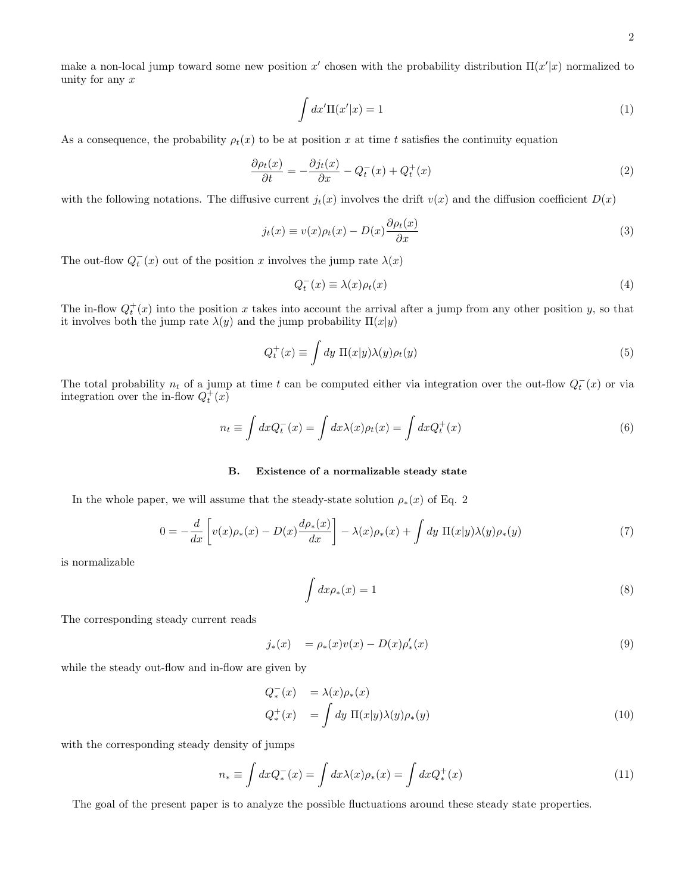make a non-local jump toward some new position $x'$ chosen with the probability distribution $\Pi(x'|x)$ normalized to unity for any $x$

$$\int dx' \Pi(x'|x) = 1 \tag{1}$$

As a consequence, the probability $\rho_t(x)$ to be at position $x$ at time $t$ satisfies the continuity equation

$$\frac{\partial \rho_t(x)}{\partial t} = -\frac{\partial j_t(x)}{\partial x} - Q_t^-(x) + Q_t^+(x) \tag{2}$$

with the following notations. The diffusive current $j_t(x)$ involves the drift $v(x)$ and the diffusion coefficient $D(x)$

$$j_t(x) \equiv v(x)\rho_t(x) - D(x)\frac{\partial \rho_t(x)}{\partial x} \tag{3}$$

The out-flow $Q_t^-(x)$ out of the position $x$ involves the jump rate $\lambda(x)$

$$Q_t^-(x) \equiv \lambda(x)\rho_t(x) \tag{4}$$

The in-flow $Q_t^+(x)$ into the position $x$ takes into account the arrival after a jump from any other position $y$, so that it involves both the jump rate $\lambda(y)$ and the jump probability $\Pi(x|y)$

$$Q_t^+(x) \equiv \int dy \; \Pi(x|y)\lambda(y)\rho_t(y) \tag{5}$$

The total probability $n_t$ of a jump at time $t$ can be computed either via integration over the out-flow $Q_t^-(x)$ or via integration over the in-flow $Q_t^+(x)$

$$n_t \equiv \int dx Q_t^-(x) = \int dx \lambda(x)\rho_t(x) = \int dx Q_t^+(x) \tag{6}$$

### B. Existence of a normalizable steady state

In the whole paper, we will assume that the steady-state solution $\rho_*(x)$ of Eq. 2

$$0 = -\frac{d}{dx}\left[v(x)\rho_*(x) - D(x)\frac{d\rho_*(x)}{dx}\right] - \lambda(x)\rho_*(x) + \int dy \; \Pi(x|y)\lambda(y)\rho_*(y) \tag{7}$$

is normalizable

$$\int dx \rho_*(x) = 1 \tag{8}$$

The corresponding steady current reads

$$j_*(x) \quad = \rho_*(x)v(x) - D(x)\rho_*'(x) \tag{9}$$

while the steady out-flow and in-flow are given by

$$\begin{aligned} Q_*^-(x) \quad &= \lambda(x)\rho_*(x) \\ Q_*^+(x) \quad &= \int dy \; \Pi(x|y)\lambda(y)\rho_*(y) \end{aligned} \tag{10}$$

with the corresponding steady density of jumps

$$n_* \equiv \int dx Q_*^-(x) = \int dx \lambda(x)\rho_*(x) = \int dx Q_*^+(x) \tag{11}$$

The goal of the present paper is to analyze the possible fluctuations around these steady state properties.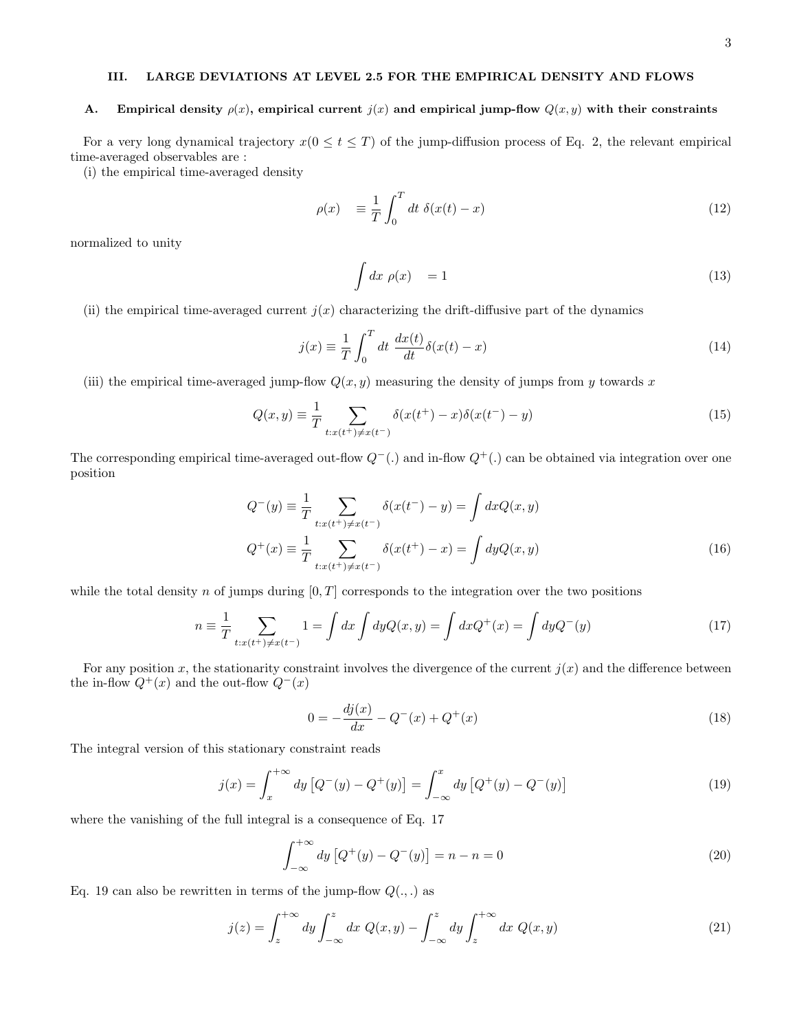## III. LARGE DEVIATIONS AT LEVEL 2.5 FOR THE EMPIRICAL DENSITY AND FLOWS

### A. Empirical density $\rho(x)$, empirical current $j(x)$ and empirical jump-flow $Q(x,y)$ with their constraints

For a very long dynamical trajectory $x(0 \leq t \leq T)$ of the jump-diffusion process of Eq. 2, the relevant empirical time-averaged observables are :

(i) the empirical time-averaged density

$$\rho(x) \quad \equiv \frac{1}{T}\int_0^T dt \ \delta(x(t) - x) \tag{12}$$

normalized to unity

$$\int dx \ \rho(x) \quad = 1 \tag{13}$$

(ii) the empirical time-averaged current $j(x)$ characterizing the drift-diffusive part of the dynamics

$$j(x) \equiv \frac{1}{T}\int_0^T dt \ \frac{dx(t)}{dt}\delta(x(t) - x) \tag{14}$$

(iii) the empirical time-averaged jump-flow $Q(x,y)$ measuring the density of jumps from $y$ towards $x$

$$Q(x,y) \equiv \frac{1}{T}\sum_{t: x(t^+) \neq x(t^-)} \delta(x(t^+) - x)\delta(x(t^-) - y) \tag{15}$$

The corresponding empirical time-averaged out-flow $Q^-(.)$ and in-flow $Q^+(.)$ can be obtained via integration over one position

$$\begin{aligned}
Q^-(y) &\equiv \frac{1}{T}\sum_{t: x(t^+) \neq x(t^-)} \delta(x(t^-) - y) = \int dx Q(x,y) \\
Q^+(x) &\equiv \frac{1}{T}\sum_{t: x(t^+) \neq x(t^-)} \delta(x(t^+) - x) = \int dy Q(x,y)
\end{aligned} \tag{16}$$

while the total density $n$ of jumps during $[0,T]$ corresponds to the integration over the two positions

$$n \equiv \frac{1}{T}\sum_{t: x(t^+) \neq x(t^-)} 1 = \int dx \int dy Q(x,y) = \int dx Q^+(x) = \int dy Q^-(y) \tag{17}$$

For any position $x$, the stationarity constraint involves the divergence of the current $j(x)$ and the difference between the in-flow $Q^+(x)$ and the out-flow $Q^-(x)$

$$0 = -\frac{dj(x)}{dx} - Q^-(x) + Q^+(x) \tag{18}$$

The integral version of this stationary constraint reads

$$j(x) = \int_x^{+\infty} dy \left[Q^-(y) - Q^+(y)\right] = \int_{-\infty}^x dy \left[Q^+(y) - Q^-(y)\right] \tag{19}$$

where the vanishing of the full integral is a consequence of Eq. 17

$$\int_{-\infty}^{+\infty} dy \left[Q^+(y) - Q^-(y)\right] = n - n = 0 \tag{20}$$

Eq. 19 can also be rewritten in terms of the jump-flow $Q(.,.)$ as

$$j(z) = \int_z^{+\infty} dy \int_{-\infty}^z dx \ Q(x,y) - \int_{-\infty}^z dy \int_z^{+\infty} dx \ Q(x,y) \tag{21}$$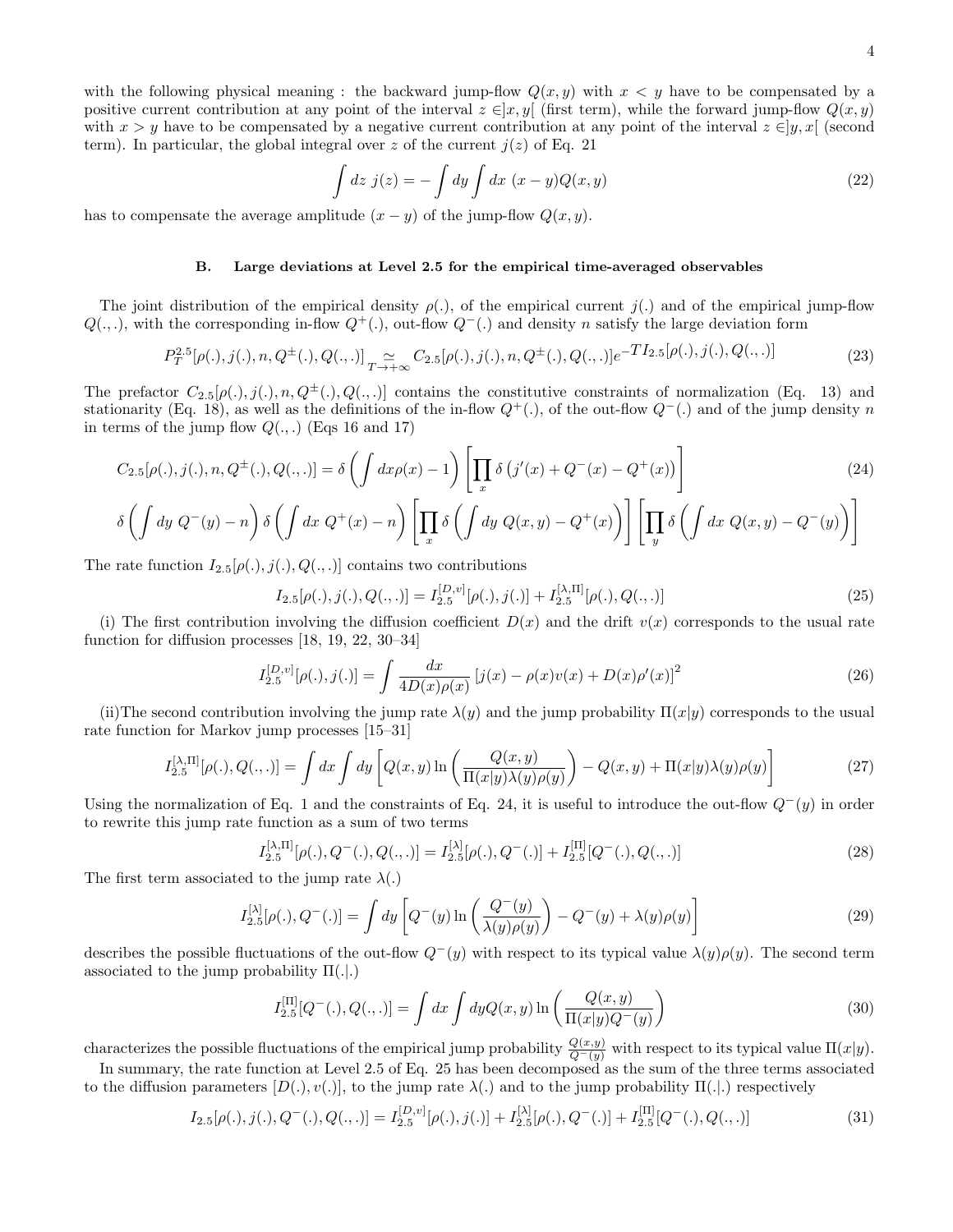with the following physical meaning : the backward jump-flow $Q(x,y)$ with $x<y$ have to be compensated by a positive current contribution at any point of the interval $z \in ]x,y[$ (first term), while the forward jump-flow $Q(x,y)$ with $x>y$ have to be compensated by a negative current contribution at any point of the interval $z \in ]y,x[$ (second term). In particular, the global integral over $z$ of the current $j(z)$ of Eq. 21

$$\int dz \; j(z) = -\int dy \int dx \; (x-y) Q(x,y) \tag{22}$$

has to compensate the average amplitude $(x-y)$ of the jump-flow $Q(x,y)$.

### B. Large deviations at Level 2.5 for the empirical time-averaged observables

The joint distribution of the empirical density $\rho(.)$, of the empirical current $j(.)$ and of the empirical jump-flow $Q(.,.)$, with the corresponding in-flow $Q^+(.)$, out-flow $Q^-(.)$ and density $n$ satisfy the large deviation form

$$P_T^{2.5}[\rho(.), j(.), n, Q^{\pm}(.), Q(.,.)] \underset{T \to +\infty}{\simeq} C_{2.5}[\rho(.), j(.), n, Q^{\pm}(.), Q(.,.)] e^{-T I_{2.5}[\rho(.), j(.), Q(.,.)]} \tag{23}$$

The prefactor $C_{2.5}[\rho(.), j(.), n, Q^{\pm}(.), Q(.,.)]$ contains the constitutive constraints of normalization (Eq. 13) and stationarity (Eq. 18), as well as the definitions of the in-flow $Q^+(.)$, of the out-flow $Q^-(.)$ and of the jump density $n$ in terms of the jump flow $Q(.,.)$ (Eqs 16 and 17)

$$C_{2.5}[\rho(.), j(.), n, Q^{\pm}(.), Q(.,.)] = \delta\left(\int dx \rho(x) - 1\right) \left[\prod_x \delta\left(j'(x) + Q^-(x) - Q^+(x)\right)\right] \tag{24}$$

$$\delta\left(\int dy \; Q^-(y) - n\right) \delta\left(\int dx \; Q^+(x) - n\right) \left[\prod_x \delta\left(\int dy \; Q(x,y) - Q^+(x)\right)\right] \left[\prod_y \delta\left(\int dx \; Q(x,y) - Q^-(y)\right)\right]$$

The rate function $I_{2.5}[\rho(.), j(.), Q(.,.)]$ contains two contributions

$$I_{2.5}[\rho(.), j(.), Q(.,.)] = I_{2.5}^{[D,v]}[\rho(.), j(.)] + I_{2.5}^{[\lambda,\Pi]}[\rho(.), Q(.,.)] \tag{25}$$

(i) The first contribution involving the diffusion coefficient $D(x)$ and the drift $v(x)$ corresponds to the usual rate function for diffusion processes [18, 19, 22, 30–34]

$$I_{2.5}^{[D,v]}[\rho(.), j(.)] = \int \frac{dx}{4D(x)\rho(x)} \left[j(x) - \rho(x)v(x) + D(x)\rho'(x)\right]^2 \tag{26}$$

(ii)The second contribution involving the jump rate $\lambda(y)$ and the jump probability $\Pi(x|y)$ corresponds to the usual rate function for Markov jump processes [15–31]

$$I_{2.5}^{[\lambda,\Pi]}[\rho(.), Q(.,.)] = \int dx \int dy \left[Q(x,y) \ln\left(\frac{Q(x,y)}{\Pi(x|y)\lambda(y)\rho(y)}\right) - Q(x,y) + \Pi(x|y)\lambda(y)\rho(y)\right] \tag{27}$$

Using the normalization of Eq. 1 and the constraints of Eq. 24, it is useful to introduce the out-flow $Q^-(y)$ in order to rewrite this jump rate function as a sum of two terms

$$I_{2.5}^{[\lambda,\Pi]}[\rho(.), Q^-(.), Q(.,.)] = I_{2.5}^{[\lambda]}[\rho(.), Q^-(.)] + I_{2.5}^{[\Pi]}[Q^-(.), Q(.,.)] \tag{28}$$

The first term associated to the jump rate $\lambda(.)$

$$I_{2.5}^{[\lambda]}[\rho(.), Q^-(.)] = \int dy \left[Q^-(y) \ln\left(\frac{Q^-(y)}{\lambda(y)\rho(y)}\right) - Q^-(y) + \lambda(y)\rho(y)\right] \tag{29}$$

describes the possible fluctuations of the out-flow $Q^-(y)$ with respect to its typical value $\lambda(y)\rho(y)$. The second term associated to the jump probability $\Pi(.|.)$

$$I_{2.5}^{[\Pi]}[Q^-(.), Q(.,.)] = \int dx \int dy Q(x,y) \ln\left(\frac{Q(x,y)}{\Pi(x|y)Q^-(y)}\right) \tag{30}$$

characterizes the possible fluctuations of the empirical jump probability $\frac{Q(x,y)}{Q^-(y)}$ with respect to its typical value $\Pi(x|y)$.

In summary, the rate function at Level 2.5 of Eq. 25 has been decomposed as the sum of the three terms associated to the diffusion parameters $[D(.), v(.)]$, to the jump rate $\lambda(.)$ and to the jump probability $\Pi(.|.)$ respectively

$$I_{2.5}[\rho(.), j(.), Q^-(.), Q(.,.)] = I_{2.5}^{[D,v]}[\rho(.), j(.)] + I_{2.5}^{[\lambda]}[\rho(.), Q^-(.)] + I_{2.5}^{[\Pi]}[Q^-(.), Q(.,.)] \tag{31}$$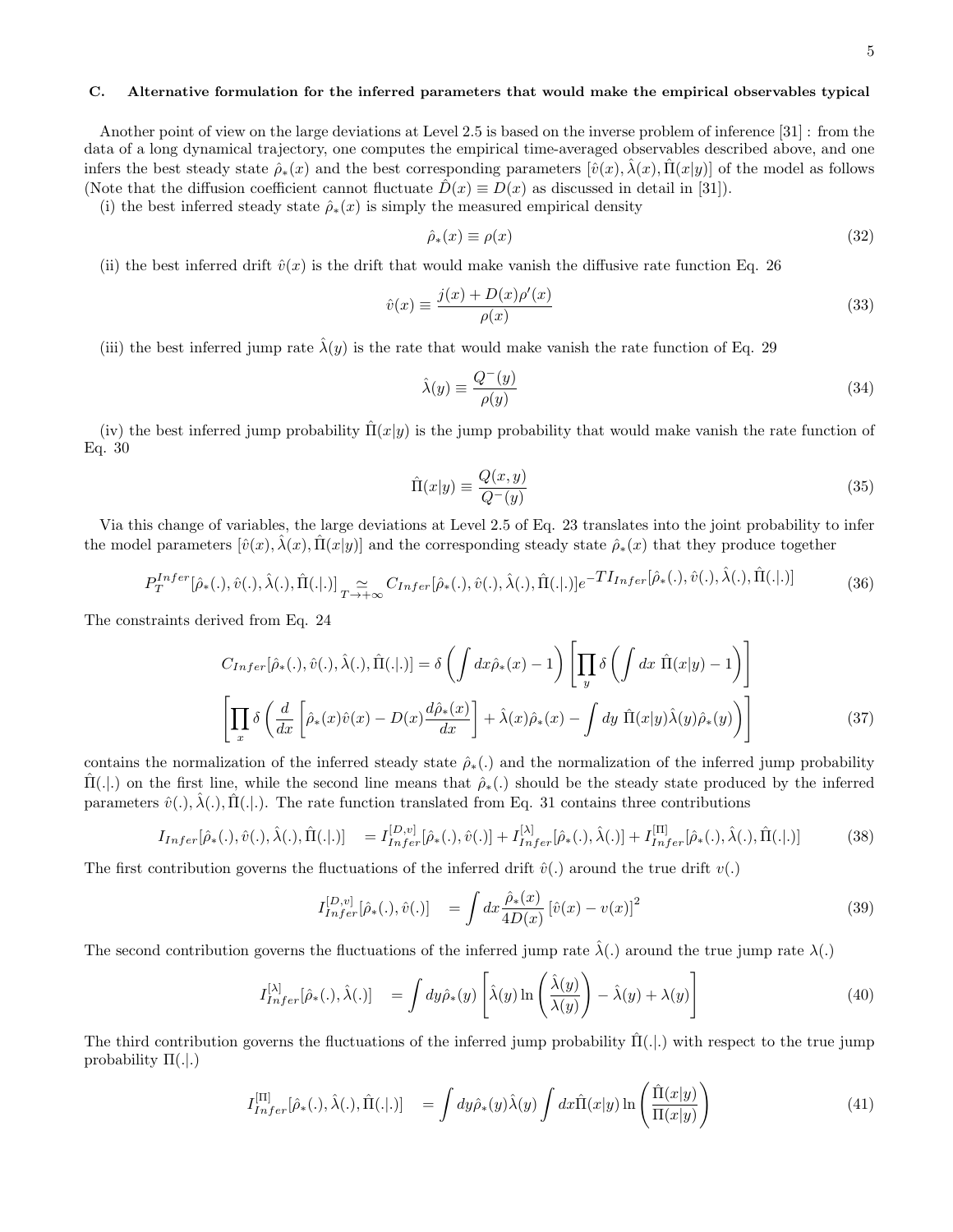### C. Alternative formulation for the inferred parameters that would make the empirical observables typical

Another point of view on the large deviations at Level 2.5 is based on the inverse problem of inference [31] : from the data of a long dynamical trajectory, one computes the empirical time-averaged observables described above, and one infers the best steady state $\hat{\rho}_*(x)$ and the best corresponding parameters $[\hat{v}(x), \hat{\lambda}(x), \hat{\Pi}(x|y)]$ of the model as follows (Note that the diffusion coefficient cannot fluctuate $\hat{D}(x) \equiv D(x)$ as discussed in detail in [31]).

(i) the best inferred steady state $\hat{\rho}_*(x)$ is simply the measured empirical density

$$\hat{\rho}_*(x) \equiv \rho(x) \tag{32}$$

(ii) the best inferred drift $\hat{v}(x)$ is the drift that would make vanish the diffusive rate function Eq. 26

$$\hat{v}(x) \equiv \frac{j(x) + D(x)\rho'(x)}{\rho(x)} \tag{33}$$

(iii) the best inferred jump rate $\hat{\lambda}(y)$ is the rate that would make vanish the rate function of Eq. 29

$$\hat{\lambda}(y) \equiv \frac{Q^-(y)}{\rho(y)} \tag{34}$$

(iv) the best inferred jump probability $\hat{\Pi}(x|y)$ is the jump probability that would make vanish the rate function of Eq. 30

$$\hat{\Pi}(x|y) \equiv \frac{Q(x,y)}{Q^-(y)} \tag{35}$$

Via this change of variables, the large deviations at Level 2.5 of Eq. 23 translates into the joint probability to infer the model parameters $[\hat{v}(x), \hat{\lambda}(x), \hat{\Pi}(x|y)]$ and the corresponding steady state $\hat{\rho}_*(x)$ that they produce together

$$P_T^{Infer}[\hat{\rho}_*(.), \hat{v}(.), \hat{\lambda}(.), \hat{\Pi}(.|.)] \underset{T \to +\infty}{\simeq} C_{Infer}[\hat{\rho}_*(.), \hat{v}(.), \hat{\lambda}(.), \hat{\Pi}(.|.)] e^{-T I_{Infer}[\hat{\rho}_*(.), \hat{v}(.), \hat{\lambda}(.), \hat{\Pi}(.|.)]} \tag{36}$$

The constraints derived from Eq. 24

$$\begin{aligned} C_{Infer}[\hat{\rho}_*(.), \hat{v}(.), \hat{\lambda}(.), \hat{\Pi}(.|.)] &= \delta\left(\int dx \hat{\rho}_*(x) - 1\right) \left[\prod_y \delta\left(\int dx \ \hat{\Pi}(x|y) - 1\right)\right] \\ &\left[\prod_x \delta\left(\frac{d}{dx}\left[\hat{\rho}_*(x)\hat{v}(x) - D(x)\frac{d\hat{\rho}_*(x)}{dx}\right] + \hat{\lambda}(x)\hat{\rho}_*(x) - \int dy \ \hat{\Pi}(x|y)\hat{\lambda}(y)\hat{\rho}_*(y)\right)\right] \end{aligned} \tag{37}$$

contains the normalization of the inferred steady state $\hat{\rho}_*(.)$ and the normalization of the inferred jump probability $\hat{\Pi}(.|.)$ on the first line, while the second line means that $\hat{\rho}_*(.)$ should be the steady state produced by the inferred parameters $\hat{v}(.), \hat{\lambda}(.), \hat{\Pi}(.|.)$. The rate function translated from Eq. 31 contains three contributions

$$I_{Infer}[\hat{\rho}_*(.), \hat{v}(.), \hat{\lambda}(.), \hat{\Pi}(.|.)] = I_{Infer}^{[D,v]}[\hat{\rho}_*(.), \hat{v}(.)] + I_{Infer}^{[\lambda]}[\hat{\rho}_*(.), \hat{\lambda}(.)] + I_{Infer}^{[\Pi]}[\hat{\rho}_*(.), \hat{\lambda}(.), \hat{\Pi}(.|.)] \tag{38}$$

The first contribution governs the fluctuations of the inferred drift $\hat{v}(.)$ around the true drift $v(.)$

$$I_{Infer}^{[D,v]}[\hat{\rho}_*(.), \hat{v}(.)] = \int dx \frac{\hat{\rho}_*(x)}{4D(x)} \left[\hat{v}(x) - v(x)\right]^2 \tag{39}$$

The second contribution governs the fluctuations of the inferred jump rate $\hat{\lambda}(.)$ around the true jump rate $\lambda(.)$

$$I_{Infer}^{[\lambda]}[\hat{\rho}_*(.), \hat{\lambda}(.)] = \int dy \hat{\rho}_*(y) \left[\hat{\lambda}(y) \ln\left(\frac{\hat{\lambda}(y)}{\lambda(y)}\right) - \hat{\lambda}(y) + \lambda(y)\right] \tag{40}$$

The third contribution governs the fluctuations of the inferred jump probability $\hat{\Pi}(.|.)$ with respect to the true jump probability $\Pi(.|.)$

$$I_{Infer}^{[\Pi]}[\hat{\rho}_*(.), \hat{\lambda}(.), \hat{\Pi}(.|.)] = \int dy \hat{\rho}_*(y)\hat{\lambda}(y) \int dx \hat{\Pi}(x|y) \ln\left(\frac{\hat{\Pi}(x|y)}{\Pi(x|y)}\right) \tag{41}$$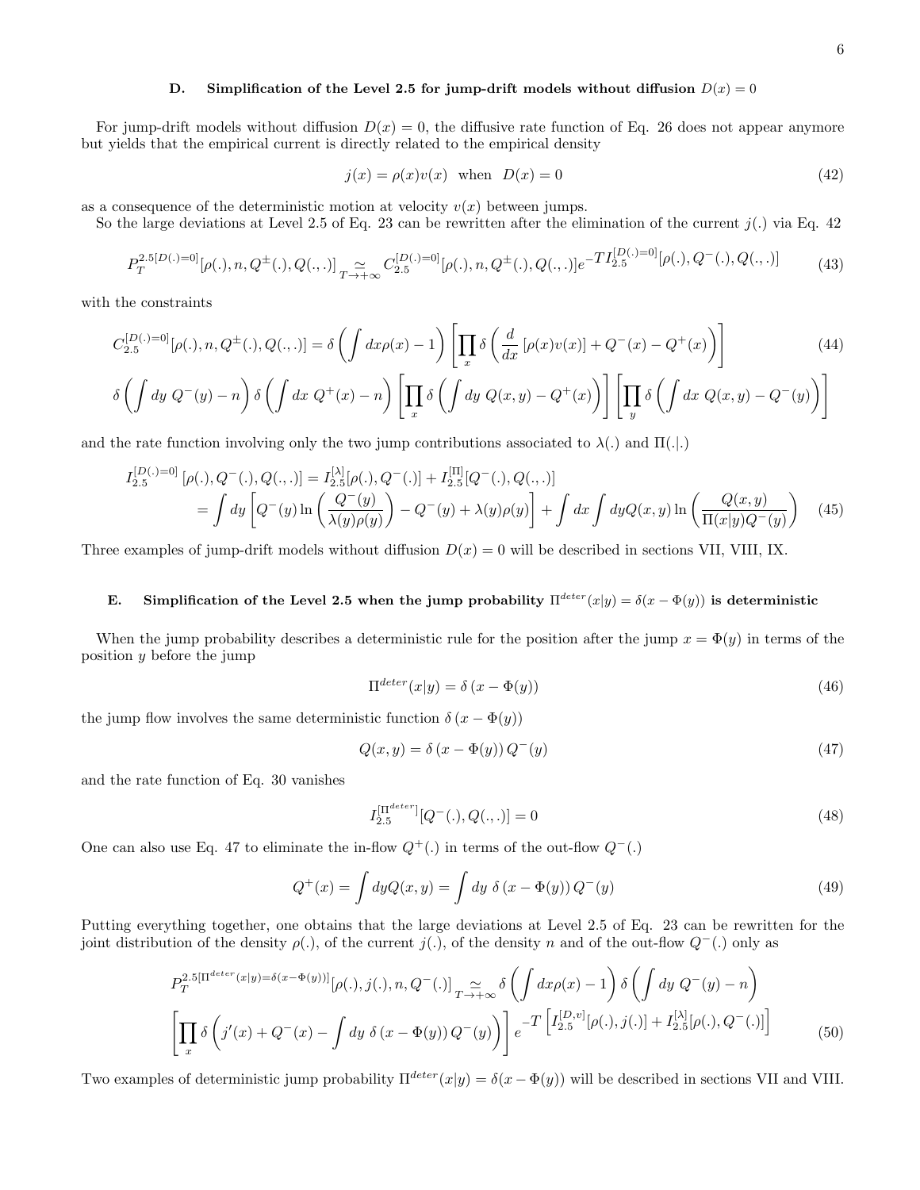### D. Simplification of the Level 2.5 for jump-drift models without diffusion $D(x) = 0$

For jump-drift models without diffusion $D(x) = 0$, the diffusive rate function of Eq. 26 does not appear anymore but yields that the empirical current is directly related to the empirical density

$$j(x) = \rho(x)v(x) \quad \text{when} \quad D(x) = 0 \tag{42}$$

as a consequence of the deterministic motion at velocity $v(x)$ between jumps.

So the large deviations at Level 2.5 of Eq. 23 can be rewritten after the elimination of the current $j(.)$ via Eq. 42

$$P_T^{2.5[D(.)=0]}[\rho(.), n, Q^{\pm}(.), Q(.,.)] \underset{T \to +\infty}{\simeq} C_{2.5}^{[D(.)=0]}[\rho(.), n, Q^{\pm}(.), Q(.,.)] e^{-T I_{2.5}^{[D(.)=0]}[\rho(.), Q^{-}(.), Q(.,.)]} \tag{43}$$

with the constraints

$$\begin{aligned} C_{2.5}^{[D(.)=0]}[\rho(.), n, Q^{\pm}(.), Q(.,.)] &= \delta\left(\int dx \rho(x) - 1\right) \left[\prod_x \delta\left(\frac{d}{dx}\left[\rho(x)v(x)\right] + Q^{-}(x) - Q^{+}(x)\right)\right] \\ \delta\left(\int dy \ Q^{-}(y) - n\right) \delta\left(\int dx \ Q^{+}(x) - n\right) &\left[\prod_x \delta\left(\int dy \ Q(x,y) - Q^{+}(x)\right)\right] \left[\prod_y \delta\left(\int dx \ Q(x,y) - Q^{-}(y)\right)\right] \end{aligned} \tag{44}$$

and the rate function involving only the two jump contributions associated to $\lambda(.)$ and $\Pi(.|.)$

$$\begin{aligned} I_{2.5}^{[D(.)=0]}[\rho(.), Q^{-}(.), Q(.,.)] &= I_{2.5}^{[\lambda]}[\rho(.), Q^{-}(.)] + I_{2.5}^{[\Pi]}[Q^{-}(.), Q(.,.)] \\ &= \int dy \left[Q^{-}(y) \ln\left(\frac{Q^{-}(y)}{\lambda(y)\rho(y)}\right) - Q^{-}(y) + \lambda(y)\rho(y)\right] + \int dx \int dy Q(x,y) \ln\left(\frac{Q(x,y)}{\Pi(x|y)Q^{-}(y)}\right) \end{aligned} \tag{45}$$

Three examples of jump-drift models without diffusion $D(x) = 0$ will be described in sections VII, VIII, IX.

### E. Simplification of the Level 2.5 when the jump probability $\Pi^{deter}(x|y) = \delta(x - \Phi(y))$ is deterministic

When the jump probability describes a deterministic rule for the position after the jump $x = \Phi(y)$ in terms of the position $y$ before the jump

$$\Pi^{deter}(x|y) = \delta\left(x - \Phi(y)\right) \tag{46}$$

the jump flow involves the same deterministic function $\delta\left(x - \Phi(y)\right)$

$$Q(x,y) = \delta\left(x - \Phi(y)\right) Q^{-}(y) \tag{47}$$

and the rate function of Eq. 30 vanishes

$$I_{2.5}^{[\Pi^{deter}]}[Q^{-}(.), Q(.,.)] = 0 \tag{48}$$

One can also use Eq. 47 to eliminate the in-flow $Q^{+}(.)$ in terms of the out-flow $Q^{-}(.)$

$$Q^{+}(x) = \int dy Q(x,y) = \int dy \ \delta\left(x - \Phi(y)\right) Q^{-}(y) \tag{49}$$

Putting everything together, one obtains that the large deviations at Level 2.5 of Eq. 23 can be rewritten for the joint distribution of the density $\rho(.)$, of the current $j(.)$, of the density $n$ and of the out-flow $Q^{-}(.)$ only as

$$\begin{aligned} P_T^{2.5[\Pi^{deter}(x|y)=\delta(x-\Phi(y))]}[\rho(.), j(.), n, Q^{-}(.)] &\underset{T \to +\infty}{\simeq} \delta\left(\int dx \rho(x) - 1\right) \delta\left(\int dy \ Q^{-}(y) - n\right) \\ \left[\prod_x \delta\left(j'(x) + Q^{-}(x) - \int dy \ \delta\left(x - \Phi(y)\right) Q^{-}(y)\right)\right] &e^{-T\left[I_{2.5}^{[D,v]}[\rho(.), j(.)] + I_{2.5}^{[\lambda]}[\rho(.), Q^{-}(.)]\right]} \end{aligned} \tag{50}$$

Two examples of deterministic jump probability $\Pi^{deter}(x|y) = \delta(x - \Phi(y))$ will be described in sections VII and VIII.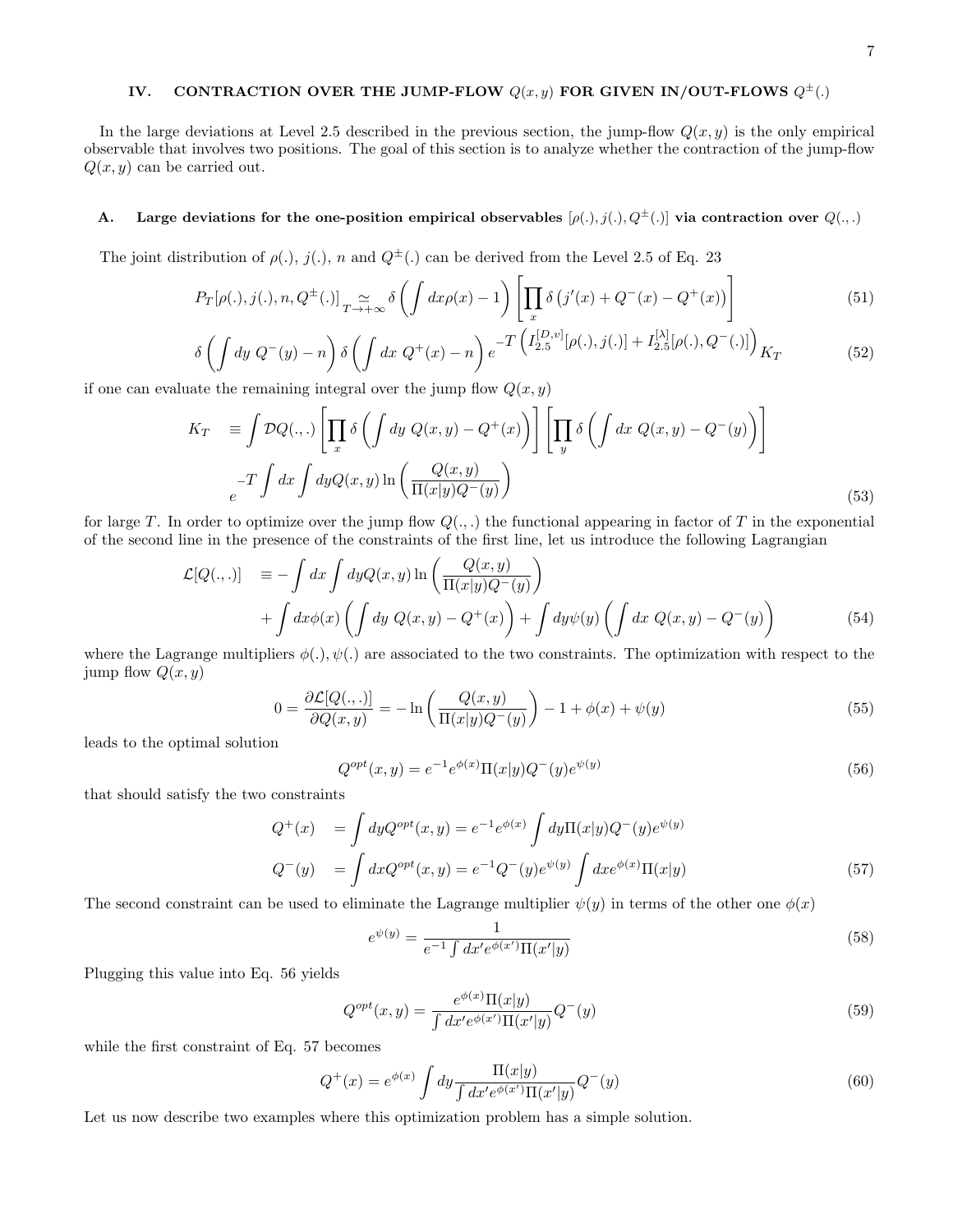## IV. CONTRACTION OVER THE JUMP-FLOW $Q(x,y)$ FOR GIVEN IN/OUT-FLOWS $Q^{\pm}(.)$

In the large deviations at Level 2.5 described in the previous section, the jump-flow $Q(x,y)$ is the only empirical observable that involves two positions. The goal of this section is to analyze whether the contraction of the jump-flow $Q(x,y)$ can be carried out.

### A. Large deviations for the one-position empirical observables $[\rho(.), j(.), Q^{\pm}(.)]$ via contraction over $Q(.,.)$

The joint distribution of $\rho(.)$, $j(.)$, $n$ and $Q^{\pm}(.)$ can be derived from the Level 2.5 of Eq. 23

$$P_T[\rho(.), j(.), n, Q^{\pm}(.)] \underset{T \to +\infty}{\simeq} \delta\left( \int dx \rho(x) - 1 \right) \left[ \prod_x \delta\left( j'(x) + Q^-(x) - Q^+(x) \right) \right] \tag{51}$$

$$\delta\left( \int dy \; Q^-(y) - n \right) \delta\left( \int dx \; Q^+(x) - n \right) e^{-T\left( I_{2.5}^{[D,v]}[\rho(.), j(.)] + I_{2.5}^{[\lambda]}[\rho(.), Q^-(.)] \right)} K_T \tag{52}$$

if one can evaluate the remaining integral over the jump flow $Q(x,y)$

$$K_T \equiv \int \mathcal{D}Q(.,.) \left[ \prod_x \delta\left( \int dy \; Q(x,y) - Q^+(x) \right) \right] \left[ \prod_y \delta\left( \int dx \; Q(x,y) - Q^-(y) \right) \right]$$
$$e^{-T \int dx \int dy Q(x,y) \ln\left( \frac{Q(x,y)}{\Pi(x|y) Q^-(y)} \right)} \tag{53}$$

for large $T$. In order to optimize over the jump flow $Q(.,.)$ the functional appearing in factor of $T$ in the exponential of the second line in the presence of the constraints of the first line, let us introduce the following Lagrangian

$$\mathcal{L}[Q(.,.)] \equiv - \int dx \int dy Q(x,y) \ln\left( \frac{Q(x,y)}{\Pi(x|y) Q^-(y)} \right)$$
$$+ \int dx \phi(x) \left( \int dy \; Q(x,y) - Q^+(x) \right) + \int dy \psi(y) \left( \int dx \; Q(x,y) - Q^-(y) \right) \tag{54}$$

where the Lagrange multipliers $\phi(.), \psi(.)$ are associated to the two constraints. The optimization with respect to the jump flow $Q(x,y)$

$$0 = \frac{\partial \mathcal{L}[Q(.,.)]}{\partial Q(x,y)} = - \ln\left( \frac{Q(x,y)}{\Pi(x|y) Q^-(y)} \right) - 1 + \phi(x) + \psi(y) \tag{55}$$

leads to the optimal solution

$$Q^{opt}(x,y) = e^{-1} e^{\phi(x)} \Pi(x|y) Q^-(y) e^{\psi(y)} \tag{56}$$

that should satisfy the two constraints

$$Q^+(x) = \int dy Q^{opt}(x,y) = e^{-1} e^{\phi(x)} \int dy \Pi(x|y) Q^-(y) e^{\psi(y)}$$
$$Q^-(y) = \int dx Q^{opt}(x,y) = e^{-1} Q^-(y) e^{\psi(y)} \int dx e^{\phi(x)} \Pi(x|y) \tag{57}$$

The second constraint can be used to eliminate the Lagrange multiplier $\psi(y)$ in terms of the other one $\phi(x)$

$$e^{\psi(y)} = \frac{1}{e^{-1} \int dx' e^{\phi(x')} \Pi(x'|y)} \tag{58}$$

Plugging this value into Eq. 56 yields

$$Q^{opt}(x,y) = \frac{e^{\phi(x)} \Pi(x|y)}{\int dx' e^{\phi(x')} \Pi(x'|y)} Q^-(y) \tag{59}$$

while the first constraint of Eq. 57 becomes

$$Q^+(x) = e^{\phi(x)} \int dy \frac{\Pi(x|y)}{\int dx' e^{\phi(x')} \Pi(x'|y)} Q^-(y) \tag{60}$$

Let us now describe two examples where this optimization problem has a simple solution.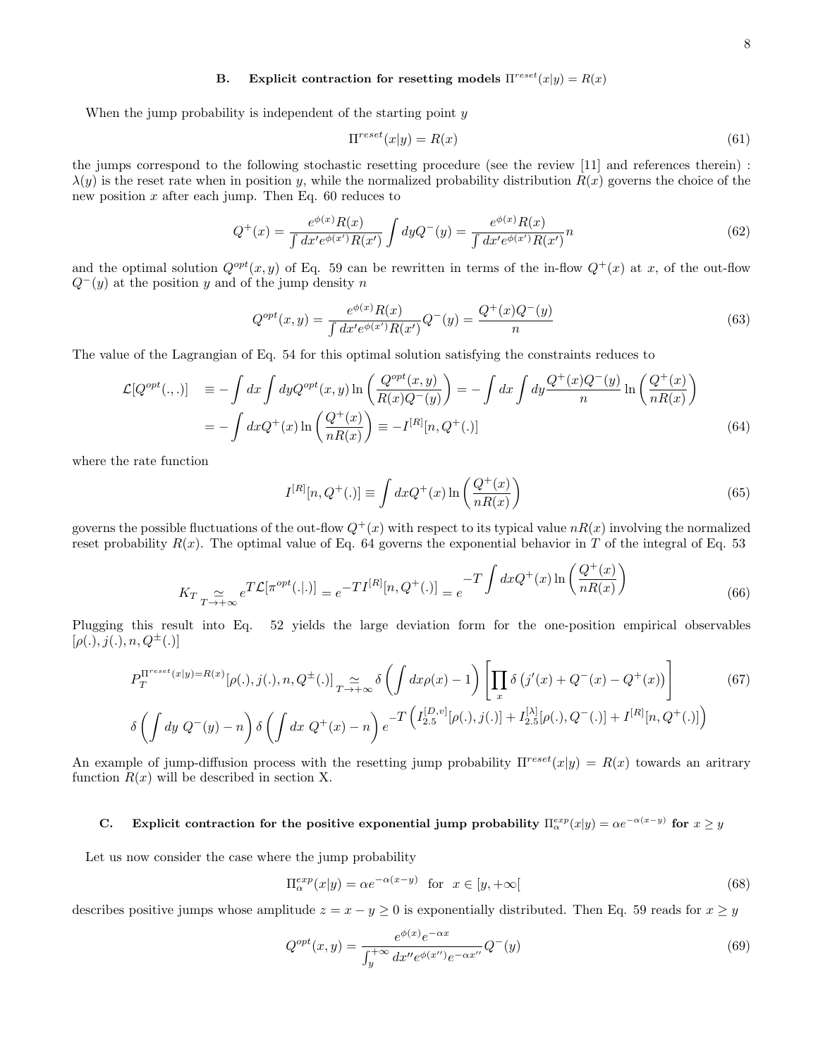### B. Explicit contraction for resetting models $\Pi^{reset}(x|y) = R(x)$

When the jump probability is independent of the starting point $y$

$$\Pi^{reset}(x|y) = R(x) \tag{61}$$

the jumps correspond to the following stochastic resetting procedure (see the review [11] and references therein) : $\lambda(y)$ is the reset rate when in position $y$, while the normalized probability distribution $R(x)$ governs the choice of the new position $x$ after each jump. Then Eq. 60 reduces to

$$Q^+(x) = \frac{e^{\phi(x)} R(x)}{\int dx' e^{\phi(x')} R(x')} \int dy Q^-(y) = \frac{e^{\phi(x)} R(x)}{\int dx' e^{\phi(x')} R(x')} n \tag{62}$$

and the optimal solution $Q^{opt}(x,y)$ of Eq. 59 can be rewritten in terms of the in-flow $Q^+(x)$ at $x$, of the out-flow $Q^-(y)$ at the position $y$ and of the jump density $n$

$$Q^{opt}(x,y) = \frac{e^{\phi(x)} R(x)}{\int dx' e^{\phi(x')} R(x')} Q^-(y) = \frac{Q^+(x) Q^-(y)}{n} \tag{63}$$

The value of the Lagrangian of Eq. 54 for this optimal solution satisfying the constraints reduces to

$$\begin{aligned}
\mathcal{L}[Q^{opt}(.,.)] &\equiv - \int dx \int dy Q^{opt}(x,y) \ln\left( \frac{Q^{opt}(x,y)}{R(x) Q^-(y)} \right) = - \int dx \int dy \frac{Q^+(x) Q^-(y)}{n} \ln\left( \frac{Q^+(x)}{n R(x)} \right) \\
&= - \int dx Q^+(x) \ln\left( \frac{Q^+(x)}{n R(x)} \right) \equiv -I^{[R]}[n, Q^+(.)]
\end{aligned} \tag{64}$$

where the rate function

$$I^{[R]}[n, Q^+(.)] \equiv \int dx Q^+(x) \ln\left( \frac{Q^+(x)}{n R(x)} \right) \tag{65}$$

governs the possible fluctuations of the out-flow $Q^+(x)$ with respect to its typical value $nR(x)$ involving the normalized reset probability $R(x)$. The optimal value of Eq. 64 governs the exponential behavior in $T$ of the integral of Eq. 53

$$K_T \underset{T \to +\infty}{\simeq} e^{T \mathcal{L}[\pi^{opt}(.|.)]} = e^{-T I^{[R]}[n, Q^+(.)]} = e^{-T \int dx Q^+(x) \ln\left( \frac{Q^+(x)}{n R(x)} \right)} \tag{66}$$

Plugging this result into Eq. 52 yields the large deviation form for the one-position empirical observables $[\rho(.), j(.), n, Q^{\pm}(.)]$

$$\begin{aligned}
P_T^{\Pi^{reset}(x|y)=R(x)}[\rho(.), j(.), n, Q^{\pm}(.)] &\underset{T \to +\infty}{\simeq} \delta\left( \int dx \rho(x) - 1 \right) \left[ \prod_x \delta\left( j'(x) + Q^-(x) - Q^+(x) \right) \right] \\
\delta\left( \int dy \ Q^-(y) - n \right) \delta\left( \int dx \ Q^+(x) - n \right) & e^{-T \left( I_{2.5}^{[D,v]}[\rho(.), j(.)] + I_{2.5}^{[\lambda]}[\rho(.), Q^-(.)] + I^{[R]}[n, Q^+(.)] \right)}
\end{aligned} \tag{67}$$

An example of jump-diffusion process with the resetting jump probability $\Pi^{reset}(x|y) = R(x)$ towards an aritrary function $R(x)$ will be described in section X.

### C. Explicit contraction for the positive exponential jump probability $\Pi_\alpha^{exp}(x|y) = \alpha e^{-\alpha(x-y)}$ for $x \geq y$

Let us now consider the case where the jump probability

$$\Pi_\alpha^{exp}(x|y) = \alpha e^{-\alpha(x-y)} \quad \text{for} \quad x \in [y, +\infty[ \tag{68}$$

describes positive jumps whose amplitude $z = x - y \geq 0$ is exponentially distributed. Then Eq. 59 reads for $x \geq y$

$$Q^{opt}(x,y) = \frac{e^{\phi(x)} e^{-\alpha x}}{\int_y^{+\infty} dx'' e^{\phi(x'')} e^{-\alpha x''}} Q^-(y) \tag{69}$$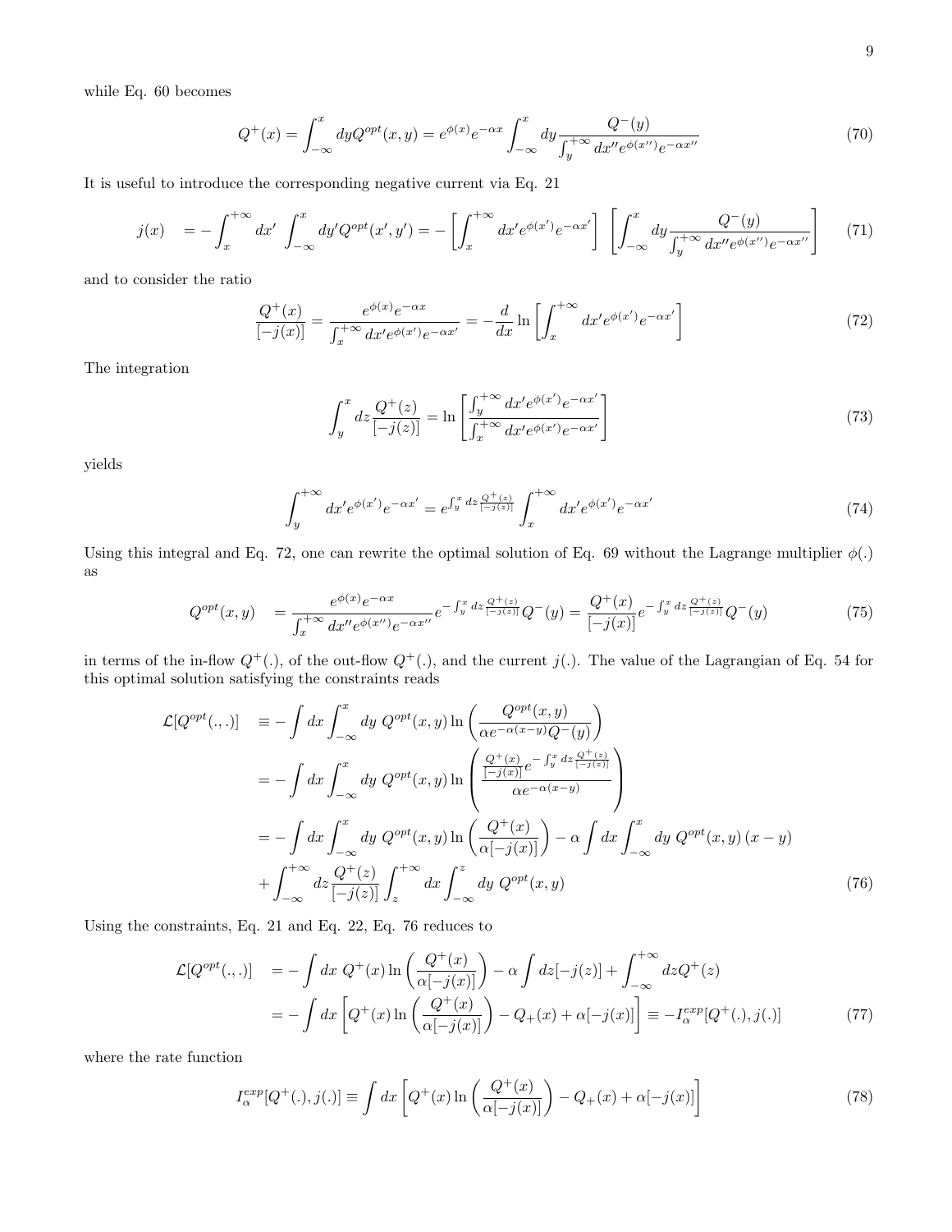while Eq. 60 becomes

$$Q^{+}(x)=\int_{-\infty}^{x}dyQ^{opt}(x,y)=e^{\phi(x)}e^{-\alpha x}\int_{-\infty}^{x}dy\frac{Q^{-}(y)}{\int_{y}^{+\infty}dx''e^{\phi(x'')}e^{-\alpha x''}} \tag{70}$$

It is useful to introduce the corresponding negative current via Eq. 21

$$j(x) \quad =-\int_{x}^{+\infty}dx'\int_{-\infty}^{x}dy'Q^{opt}(x',y')=-\left[\int_{x}^{+\infty}dx'e^{\phi(x')}e^{-\alpha x'}\right]\left[\int_{-\infty}^{x}dy\frac{Q^{-}(y)}{\int_{y}^{+\infty}dx''e^{\phi(x'')}e^{-\alpha x''}}\right] \tag{71}$$

and to consider the ratio

$$\frac{Q^{+}(x)}{[-j(x)]}=\frac{e^{\phi(x)}e^{-\alpha x}}{\int_{x}^{+\infty}dx'e^{\phi(x')}e^{-\alpha x'}}=-\frac{d}{dx}\ln\left[\int_{x}^{+\infty}dx'e^{\phi(x')}e^{-\alpha x'}\right] \tag{72}$$

The integration

$$\int_{y}^{x}dz\frac{Q^{+}(z)}{[-j(z)]}=\ln\left[\frac{\int_{y}^{+\infty}dx'e^{\phi(x')}e^{-\alpha x'}}{\int_{x}^{+\infty}dx'e^{\phi(x')}e^{-\alpha x'}}\right] \tag{73}$$

yields

$$\int_{y}^{+\infty}dx'e^{\phi(x')}e^{-\alpha x'}=e^{\int_{y}^{x}dz\frac{Q^{+}(z)}{[-j(z)]}}\int_{x}^{+\infty}dx'e^{\phi(x')}e^{-\alpha x'} \tag{74}$$

Using this integral and Eq. 72, one can rewrite the optimal solution of Eq. 69 without the Lagrange multiplier $\phi(.)$ as

$$Q^{opt}(x,y) \quad =\frac{e^{\phi(x)}e^{-\alpha x}}{\int_{x}^{+\infty}dx''e^{\phi(x'')}e^{-\alpha x''}}e^{-\int_{y}^{x}dz\frac{Q^{+}(z)}{[-j(z)]}}Q^{-}(y)=\frac{Q^{+}(x)}{[-j(x)]}e^{-\int_{y}^{x}dz\frac{Q^{+}(z)}{[-j(z)]}}Q^{-}(y) \tag{75}$$

in terms of the in-flow $Q^{+}(.)$, of the out-flow $Q^{+}(.)$, and the current $j(.)$. The value of the Lagrangian of Eq. 54 for this optimal solution satisfying the constraints reads

$$\begin{aligned}
\mathcal{L}[Q^{opt}(.,.)] \quad &\equiv -\int dx\int_{-\infty}^{x}dy\ Q^{opt}(x,y)\ln\left(\frac{Q^{opt}(x,y)}{\alpha e^{-\alpha(x-y)}Q^{-}(y)}\right)\\
&=-\int dx\int_{-\infty}^{x}dy\ Q^{opt}(x,y)\ln\left(\frac{\frac{Q^{+}(x)}{[-j(x)]}e^{-\int_{y}^{x}dz\frac{Q^{+}(z)}{[-j(z)]}}}{\alpha e^{-\alpha(x-y)}}\right)\\
&=-\int dx\int_{-\infty}^{x}dy\ Q^{opt}(x,y)\ln\left(\frac{Q^{+}(x)}{\alpha[-j(x)]}\right)-\alpha\int dx\int_{-\infty}^{x}dy\ Q^{opt}(x,y)\,(x-y)\\
&+\int_{-\infty}^{+\infty}dz\frac{Q^{+}(z)}{[-j(z)]}\int_{z}^{+\infty}dx\int_{-\infty}^{z}dy\ Q^{opt}(x,y)
\end{aligned} \tag{76}$$

Using the constraints, Eq. 21 and Eq. 22, Eq. 76 reduces to

$$\begin{aligned}
\mathcal{L}[Q^{opt}(.,.)] \quad &=-\int dx\ Q^{+}(x)\ln\left(\frac{Q^{+}(x)}{\alpha[-j(x)]}\right)-\alpha\int dz[-j(z)]+\int_{-\infty}^{+\infty}dzQ^{+}(z)\\
&=-\int dx\left[Q^{+}(x)\ln\left(\frac{Q^{+}(x)}{\alpha[-j(x)]}\right)-Q_{+}(x)+\alpha[-j(x)]\right]\equiv -I_{\alpha}^{exp}[Q^{+}(.),j(.)]
\end{aligned} \tag{77}$$

where the rate function

$$I_{\alpha}^{exp}[Q^{+}(.),j(.)]\equiv\int dx\left[Q^{+}(x)\ln\left(\frac{Q^{+}(x)}{\alpha[-j(x)]}\right)-Q_{+}(x)+\alpha[-j(x)]\right] \tag{78}$$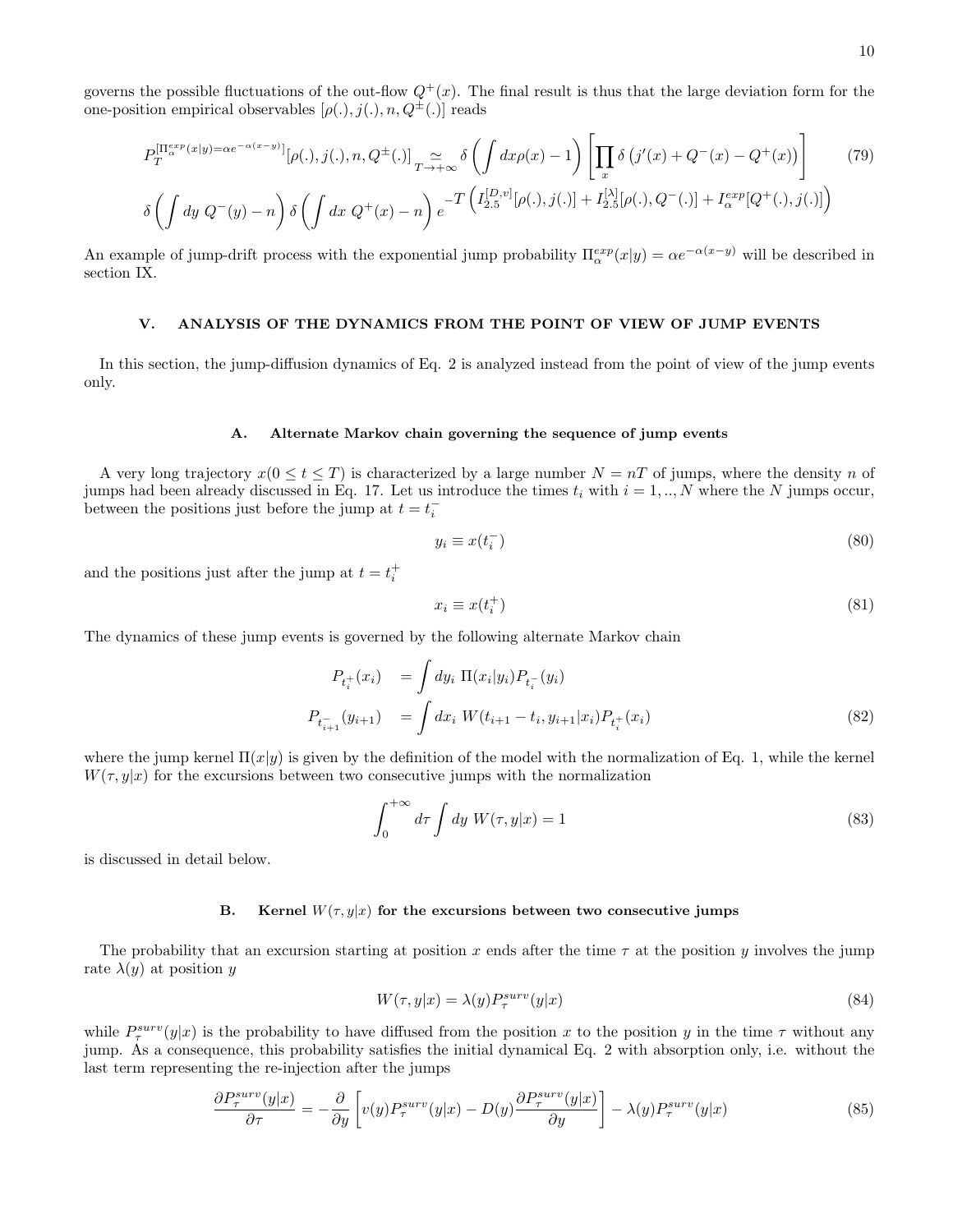governs the possible fluctuations of the out-flow $Q^+(x)$. The final result is thus that the large deviation form for the one-position empirical observables $[\rho(.), j(.), n, Q^{\pm}(.)]$ reads

$$
\begin{aligned}
P_T^{[\Pi_\alpha^{exp}(x|y)=\alpha e^{-\alpha(x-y)}]}[\rho(.), j(.), n, Q^{\pm}(.)] \underset{T\to+\infty}{\simeq} \delta\left(\int dx \rho(x) - 1\right) \left[\prod_x \delta\left(j'(x) + Q^-(x) - Q^+(x)\right)\right] \\
\delta\left(\int dy\ Q^-(y) - n\right) \delta\left(\int dx\ Q^+(x) - n\right) e^{-T\left(I_{2.5}^{[D,v]}[\rho(.), j(.)] + I_{2.5}^{[\lambda]}[\rho(.), Q^-(.)] + I_\alpha^{exp}[Q^+(.), j(.)]\right)}
\end{aligned} \tag{79}
$$

An example of jump-drift process with the exponential jump probability $\Pi_\alpha^{exp}(x|y) = \alpha e^{-\alpha(x-y)}$ will be described in section IX.

## V. ANALYSIS OF THE DYNAMICS FROM THE POINT OF VIEW OF JUMP EVENTS

In this section, the jump-diffusion dynamics of Eq. 2 is analyzed instead from the point of view of the jump events only.

### A. Alternate Markov chain governing the sequence of jump events

A very long trajectory $x(0 \leq t \leq T)$ is characterized by a large number $N = nT$ of jumps, where the density $n$ of jumps had been already discussed in Eq. 17. Let us introduce the times $t_i$ with $i = 1, .., N$ where the $N$ jumps occur, between the positions just before the jump at $t = t_i^-$

$$
y_i \equiv x(t_i^-) \tag{80}
$$

and the positions just after the jump at $t = t_i^+$

$$
x_i \equiv x(t_i^+) \tag{81}
$$

The dynamics of these jump events is governed by the following alternate Markov chain

$$
\begin{aligned}
P_{t_i^+}(x_i) &= \int dy_i\ \Pi(x_i|y_i) P_{t_i^-}(y_i) \\
P_{t_{i+1}^-}(y_{i+1}) &= \int dx_i\ W(t_{i+1} - t_i, y_{i+1}|x_i) P_{t_i^+}(x_i)
\end{aligned} \tag{82}
$$

where the jump kernel $\Pi(x|y)$ is given by the definition of the model with the normalization of Eq. 1, while the kernel $W(\tau, y|x)$ for the excursions between two consecutive jumps with the normalization

$$
\int_0^{+\infty} d\tau \int dy\ W(\tau, y|x) = 1 \tag{83}
$$

is discussed in detail below.

### B. Kernel $W(\tau, y|x)$ for the excursions between two consecutive jumps

The probability that an excursion starting at position $x$ ends after the time $\tau$ at the position $y$ involves the jump rate $\lambda(y)$ at position $y$

$$
W(\tau, y|x) = \lambda(y) P_\tau^{surv}(y|x) \tag{84}
$$

while $P_\tau^{surv}(y|x)$ is the probability to have diffused from the position $x$ to the position $y$ in the time $\tau$ without any jump. As a consequence, this probability satisfies the initial dynamical Eq. 2 with absorption only, i.e. without the last term representing the re-injection after the jumps

$$
\frac{\partial P_\tau^{surv}(y|x)}{\partial \tau} = -\frac{\partial}{\partial y}\left[v(y) P_\tau^{surv}(y|x) - D(y)\frac{\partial P_\tau^{surv}(y|x)}{\partial y}\right] - \lambda(y) P_\tau^{surv}(y|x) \tag{85}
$$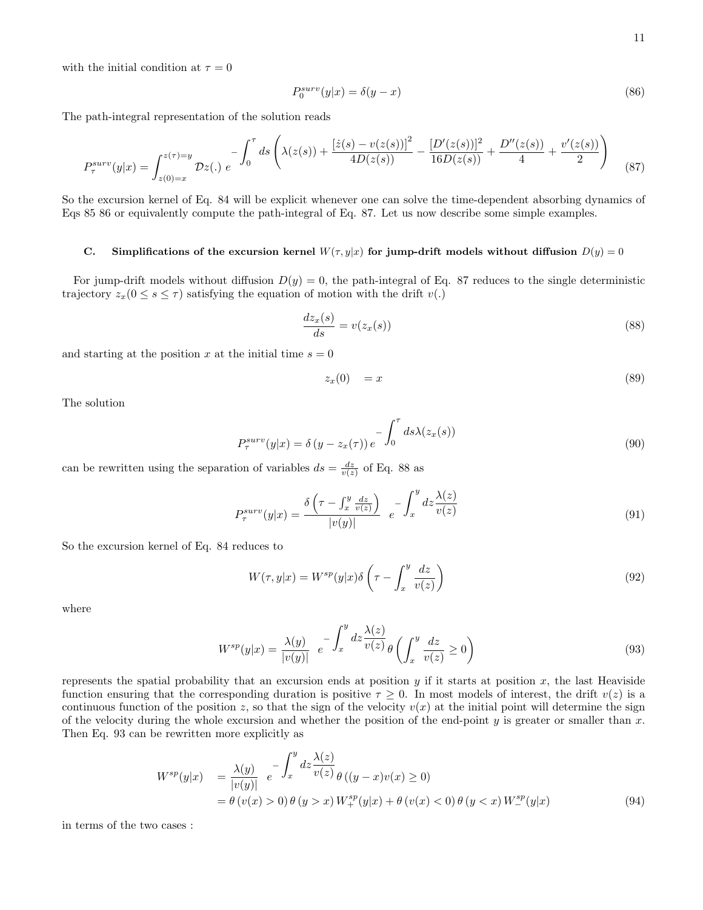with the initial condition at $\tau = 0$

$$P_0^{surv}(y|x) = \delta(y - x) \tag{86}$$

The path-integral representation of the solution reads

$$P_\tau^{surv}(y|x) = \int_{z(0)=x}^{z(\tau)=y} \mathcal{D}z(.)\ e^{-\displaystyle\int_0^\tau ds \left( \lambda(z(s)) + \frac{[\dot{z}(s) - v(z(s))]^2}{4D(z(s))} - \frac{[D'(z(s))]^2}{16D(z(s))} + \frac{D''(z(s))}{4} + \frac{v'(z(s))}{2} \right)} \tag{87}$$

So the excursion kernel of Eq. 84 will be explicit whenever one can solve the time-dependent absorbing dynamics of Eqs 85 86 or equivalently compute the path-integral of Eq. 87. Let us now describe some simple examples.

### C. Simplifications of the excursion kernel $W(\tau, y|x)$ for jump-drift models without diffusion $D(y) = 0$

For jump-drift models without diffusion $D(y) = 0$, the path-integral of Eq. 87 reduces to the single deterministic trajectory $z_x(0 \leq s \leq \tau)$ satisfying the equation of motion with the drift $v(.)$

$$\frac{dz_x(s)}{ds} = v(z_x(s)) \tag{88}$$

and starting at the position $x$ at the initial time $s = 0$

$$z_x(0) \quad = x \tag{89}$$

The solution

$$P_\tau^{surv}(y|x) = \delta\left(y - z_x(\tau)\right) e^{-\displaystyle\int_0^\tau ds \lambda(z_x(s))} \tag{90}$$

can be rewritten using the separation of variables $ds = \frac{dz}{v(z)}$ of Eq. 88 as

$$P_\tau^{surv}(y|x) = \frac{\delta\left(\tau - \int_x^y \frac{dz}{v(z)}\right)}{|v(y)|}\ e^{-\displaystyle\int_x^y dz \frac{\lambda(z)}{v(z)}} \tag{91}$$

So the excursion kernel of Eq. 84 reduces to

$$W(\tau, y|x) = W^{sp}(y|x) \delta\left(\tau - \int_x^y \frac{dz}{v(z)}\right) \tag{92}$$

where

$$W^{sp}(y|x) = \frac{\lambda(y)}{|v(y)|}\ e^{-\displaystyle\int_x^y dz \frac{\lambda(z)}{v(z)}} \theta\left(\int_x^y \frac{dz}{v(z)} \geq 0\right) \tag{93}$$

represents the spatial probability that an excursion ends at position $y$ if it starts at position $x$, the last Heaviside function ensuring that the corresponding duration is positive $\tau \geq 0$. In most models of interest, the drift $v(z)$ is a continuous function of the position $z$, so that the sign of the velocity $v(x)$ at the initial point will determine the sign of the velocity during the whole excursion and whether the position of the end-point $y$ is greater or smaller than $x$. Then Eq. 93 can be rewritten more explicitly as

$$\begin{aligned} W^{sp}(y|x) \quad &= \frac{\lambda(y)}{|v(y)|}\ e^{-\displaystyle\int_x^y dz \frac{\lambda(z)}{v(z)}} \theta\left((y - x)v(x) \geq 0\right) \\ &= \theta\left(v(x) > 0\right) \theta\left(y > x\right) W_+^{sp}(y|x) + \theta\left(v(x) < 0\right) \theta\left(y < x\right) W_-^{sp}(y|x) \end{aligned} \tag{94}$$

in terms of the two cases :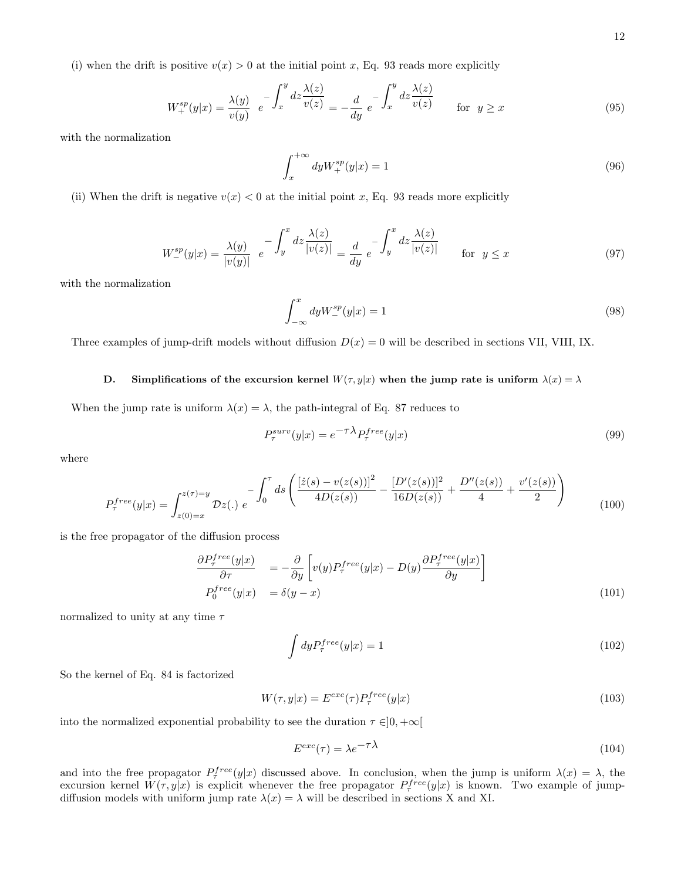(i) when the drift is positive $v(x) > 0$ at the initial point $x$, Eq. 93 reads more explicitly

$$W_+^{sp}(y|x) = \frac{\lambda(y)}{v(y)} \ e^{-\displaystyle\int_x^y dz \frac{\lambda(z)}{v(z)}} = -\frac{d}{dy} \ e^{-\displaystyle\int_x^y dz \frac{\lambda(z)}{v(z)}} \qquad \text{for } \ y \geq x \tag{95}$$

with the normalization

$$\int_x^{+\infty} dy W_+^{sp}(y|x) = 1 \tag{96}$$

(ii) When the drift is negative $v(x) < 0$ at the initial point $x$, Eq. 93 reads more explicitly

$$W_-^{sp}(y|x) = \frac{\lambda(y)}{|v(y)|} \ e^{-\displaystyle\int_y^x dz \frac{\lambda(z)}{|v(z)|}} = \frac{d}{dy} \ e^{-\displaystyle\int_y^x dz \frac{\lambda(z)}{|v(z)|}} \qquad \text{for } \ y \leq x \tag{97}$$

with the normalization

$$\int_{-\infty}^x dy W_-^{sp}(y|x) = 1 \tag{98}$$

Three examples of jump-drift models without diffusion $D(x) = 0$ will be described in sections VII, VIII, IX.

### D. Simplifications of the excursion kernel $W(\tau, y|x)$ when the jump rate is uniform $\lambda(x) = \lambda$

When the jump rate is uniform $\lambda(x) = \lambda$, the path-integral of Eq. 87 reduces to

$$P_\tau^{surv}(y|x) = e^{-\tau\lambda} P_\tau^{free}(y|x) \tag{99}$$

where

$$P_\tau^{free}(y|x) = \int_{z(0)=x}^{z(\tau)=y} \mathcal{D}z(.) \ e^{-\displaystyle\int_0^\tau ds \left( \frac{[\dot{z}(s) - v(z(s))]^2}{4D(z(s))} - \frac{[D'(z(s))]^2}{16D(z(s))} + \frac{D''(z(s))}{4} + \frac{v'(z(s))}{2} \right)} \tag{100}$$

is the free propagator of the diffusion process

$$\begin{aligned}
\frac{\partial P_\tau^{free}(y|x)}{\partial \tau} &= -\frac{\partial}{\partial y} \left[ v(y) P_\tau^{free}(y|x) - D(y) \frac{\partial P_\tau^{free}(y|x)}{\partial y} \right] \\
P_0^{free}(y|x) &= \delta(y - x)
\end{aligned} \tag{101}$$

normalized to unity at any time $\tau$

$$\int dy P_\tau^{free}(y|x) = 1 \tag{102}$$

So the kernel of Eq. 84 is factorized

$$W(\tau, y|x) = E^{exc}(\tau) P_\tau^{free}(y|x) \tag{103}$$

into the normalized exponential probability to see the duration $\tau \in ]0, +\infty[$

$$E^{exc}(\tau) = \lambda e^{-\tau\lambda} \tag{104}$$

and into the free propagator $P_\tau^{free}(y|x)$ discussed above. In conclusion, when the jump is uniform $\lambda(x) = \lambda$, the excursion kernel $W(\tau, y|x)$ is explicit whenever the free propagator $P_\tau^{free}(y|x)$ is known. Two example of jump-diffusion models with uniform jump rate $\lambda(x) = \lambda$ will be described in sections X and XI.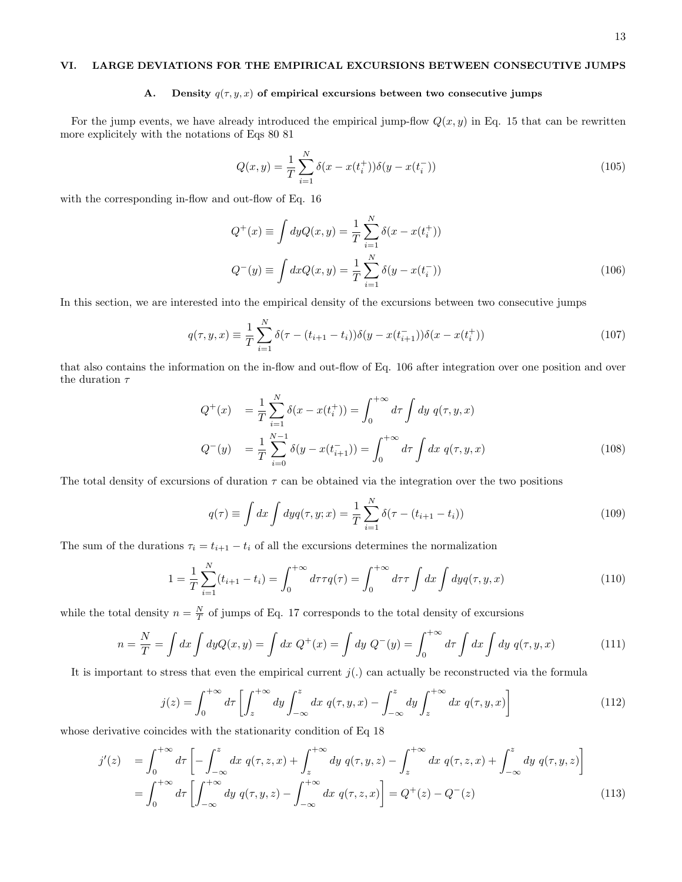## VI. LARGE DEVIATIONS FOR THE EMPIRICAL EXCURSIONS BETWEEN CONSECUTIVE JUMPS

### A. Density $q(\tau, y, x)$ of empirical excursions between two consecutive jumps

For the jump events, we have already introduced the empirical jump-flow $Q(x, y)$ in Eq. 15 that can be rewritten more explicitely with the notations of Eqs 80 81

$$Q(x,y) = \frac{1}{T} \sum_{i=1}^{N} \delta(x - x(t_i^+))\delta(y - x(t_i^-)) \tag{105}$$

with the corresponding in-flow and out-flow of Eq. 16

$$\begin{aligned} Q^+(x) &\equiv \int dy Q(x,y) = \frac{1}{T} \sum_{i=1}^{N} \delta(x - x(t_i^+)) \\ Q^-(y) &\equiv \int dx Q(x,y) = \frac{1}{T} \sum_{i=1}^{N} \delta(y - x(t_i^-)) \end{aligned} \tag{106}$$

In this section, we are interested into the empirical density of the excursions between two consecutive jumps

$$q(\tau, y, x) \equiv \frac{1}{T} \sum_{i=1}^{N} \delta(\tau - (t_{i+1} - t_i))\delta(y - x(t_{i+1}^-))\delta(x - x(t_i^+)) \tag{107}$$

that also contains the information on the in-flow and out-flow of Eq. 106 after integration over one position and over the duration $\tau$

$$\begin{aligned} Q^+(x) &= \frac{1}{T} \sum_{i=1}^{N} \delta(x - x(t_i^+)) = \int_0^{+\infty} d\tau \int dy \ q(\tau, y, x) \\ Q^-(y) &= \frac{1}{T} \sum_{i=0}^{N-1} \delta(y - x(t_{i+1}^-)) = \int_0^{+\infty} d\tau \int dx \ q(\tau, y, x) \end{aligned} \tag{108}$$

The total density of excursions of duration $\tau$ can be obtained via the integration over the two positions

$$q(\tau) \equiv \int dx \int dy q(\tau, y; x) = \frac{1}{T} \sum_{i=1}^{N} \delta(\tau - (t_{i+1} - t_i)) \tag{109}$$

The sum of the durations $\tau_i = t_{i+1} - t_i$ of all the excursions determines the normalization

$$1 = \frac{1}{T} \sum_{i=1}^{N} (t_{i+1} - t_i) = \int_0^{+\infty} d\tau \tau q(\tau) = \int_0^{+\infty} d\tau \tau \int dx \int dy q(\tau, y, x) \tag{110}$$

while the total density $n = \frac{N}{T}$ of jumps of Eq. 17 corresponds to the total density of excursions

$$n = \frac{N}{T} = \int dx \int dy Q(x,y) = \int dx \ Q^+(x) = \int dy \ Q^-(y) = \int_0^{+\infty} d\tau \int dx \int dy \ q(\tau, y, x) \tag{111}$$

It is important to stress that even the empirical current $j(.)$ can actually be reconstructed via the formula

$$j(z) = \int_0^{+\infty} d\tau \left[ \int_z^{+\infty} dy \int_{-\infty}^{z} dx \ q(\tau, y, x) - \int_{-\infty}^{z} dy \int_z^{+\infty} dx \ q(\tau, y, x) \right] \tag{112}$$

whose derivative coincides with the stationarity condition of Eq 18

$$\begin{aligned} j'(z) &= \int_0^{+\infty} d\tau \left[ - \int_{-\infty}^{z} dx \ q(\tau, z, x) + \int_z^{+\infty} dy \ q(\tau, y, z) - \int_z^{+\infty} dx \ q(\tau, z, x) + \int_{-\infty}^{z} dy \ q(\tau, y, z) \right] \\ &= \int_0^{+\infty} d\tau \left[ \int_{-\infty}^{+\infty} dy \ q(\tau, y, z) - \int_{-\infty}^{+\infty} dx \ q(\tau, z, x) \right] = Q^+(z) - Q^-(z) \end{aligned} \tag{113}$$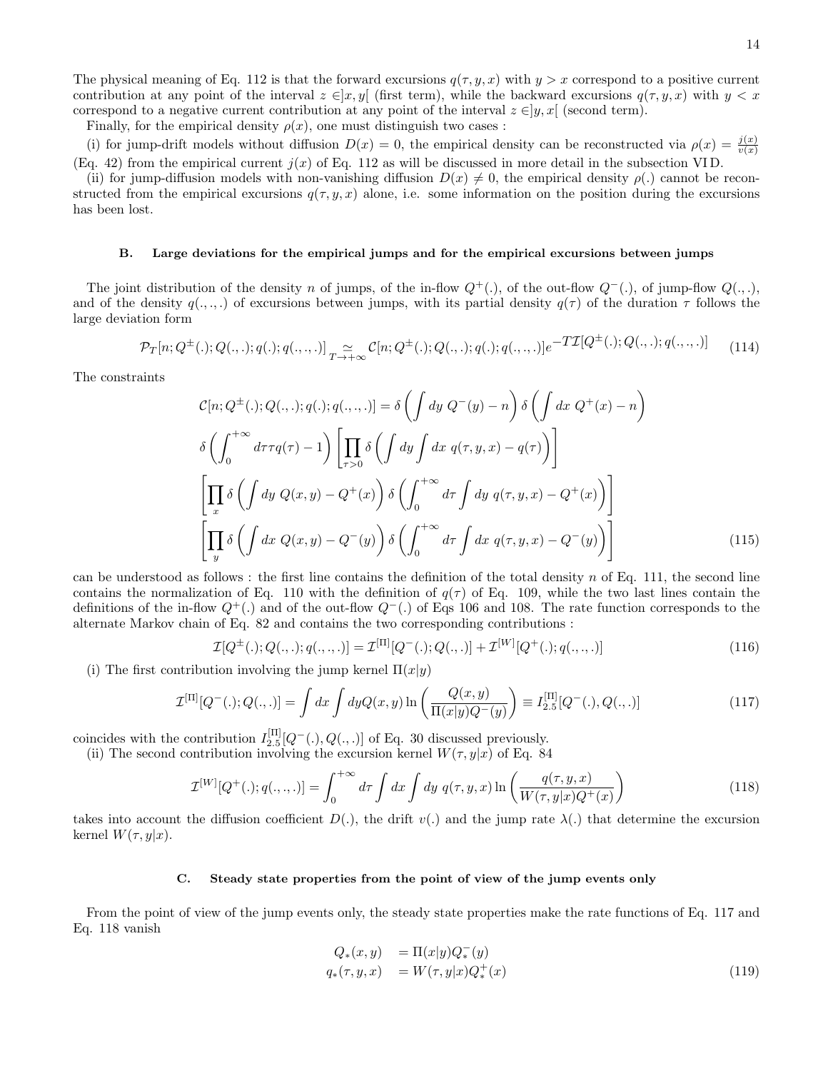The physical meaning of Eq. 112 is that the forward excursions $q(\tau, y, x)$ with $y > x$ correspond to a positive current contribution at any point of the interval $z \in ]x, y[$ (first term), while the backward excursions $q(\tau, y, x)$ with $y < x$ correspond to a negative current contribution at any point of the interval $z \in ]y, x[$ (second term).

Finally, for the empirical density $\rho(x)$, one must distinguish two cases :

(i) for jump-drift models without diffusion $D(x) = 0$, the empirical density can be reconstructed via $\rho(x) = \frac{j(x)}{v(x)}$ (Eq. 42) from the empirical current $j(x)$ of Eq. 112 as will be discussed in more detail in the subsection VI D.

(ii) for jump-diffusion models with non-vanishing diffusion $D(x) \neq 0$, the empirical density $\rho(.)$ cannot be reconstructed from the empirical excursions $q(\tau, y, x)$ alone, i.e. some information on the position during the excursions has been lost.

### B. Large deviations for the empirical jumps and for the empirical excursions between jumps

The joint distribution of the density $n$ of jumps, of the in-flow $Q^+(.)$, of the out-flow $Q^-(.)$, of jump-flow $Q(.,.)$, and of the density $q(.,.,.)$ of excursions between jumps, with its partial density $q(\tau)$ of the duration $\tau$ follows the large deviation form

$$\mathcal{P}_T[n; Q^\pm(.); Q(.,.); q(.); q(.,.,.)] \underset{T \to +\infty}{\simeq} \mathcal{C}[n; Q^\pm(.); Q(.,.); q(.); q(.,.,.)] e^{-T\mathcal{I}[Q^\pm(.); Q(.,.); q(.,.,.)]} \tag{114}$$

The constraints

$$\begin{aligned}
\mathcal{C}[n; Q^\pm(.); Q(.,.); q(.); q(.,.,.)] &= \delta\left(\int dy \; Q^-(y) - n\right) \delta\left(\int dx \; Q^+(x) - n\right) \\
\delta\left(\int_0^{+\infty} d\tau \tau q(\tau) - 1\right) &\left[\prod_{\tau > 0} \delta\left(\int dy \int dx \; q(\tau, y, x) - q(\tau)\right)\right] \\
&\left[\prod_x \delta\left(\int dy \; Q(x, y) - Q^+(x)\right) \delta\left(\int_0^{+\infty} d\tau \int dy \; q(\tau, y, x) - Q^+(x)\right)\right] \\
&\left[\prod_y \delta\left(\int dx \; Q(x, y) - Q^-(y)\right) \delta\left(\int_0^{+\infty} d\tau \int dx \; q(\tau, y, x) - Q^-(y)\right)\right]
\end{aligned} \tag{115}$$

can be understood as follows : the first line contains the definition of the total density $n$ of Eq. 111, the second line contains the normalization of Eq. 110 with the definition of $q(\tau)$ of Eq. 109, while the two last lines contain the definitions of the in-flow $Q^+(.)$ and of the out-flow $Q^-(.)$ of Eqs 106 and 108. The rate function corresponds to the alternate Markov chain of Eq. 82 and contains the two corresponding contributions :

$$\mathcal{I}[Q^\pm(.); Q(.,.); q(.,.,.)] = \mathcal{I}^{[\Pi]}[Q^-(.); Q(.,.)] + \mathcal{I}^{[W]}[Q^+(.); q(.,.,.)] \tag{116}$$

(i) The first contribution involving the jump kernel $\Pi(x|y)$

$$\mathcal{I}^{[\Pi]}[Q^-(.); Q(.,.)] = \int dx \int dy Q(x, y) \ln\left(\frac{Q(x, y)}{\Pi(x|y) Q^-(y)}\right) \equiv I_{2.5}^{[\Pi]}[Q^-(.), Q(.,.)] \tag{117}$$

coincides with the contribution $I_{2.5}^{[\Pi]}[Q^-(.), Q(.,.)]$ of Eq. 30 discussed previously.

(ii) The second contribution involving the excursion kernel $W(\tau, y|x)$ of Eq. 84

$$\mathcal{I}^{[W]}[Q^+(.); q(.,.,.)] = \int_0^{+\infty} d\tau \int dx \int dy \; q(\tau, y, x) \ln\left(\frac{q(\tau, y, x)}{W(\tau, y|x) Q^+(x)}\right) \tag{118}$$

takes into account the diffusion coefficient $D(.)$, the drift $v(.)$ and the jump rate $\lambda(.)$ that determine the excursion kernel $W(\tau, y|x)$.

### C. Steady state properties from the point of view of the jump events only

From the point of view of the jump events only, the steady state properties make the rate functions of Eq. 117 and Eq. 118 vanish

$$\begin{aligned}
Q_*(x, y) &= \Pi(x|y) Q_*^-(y) \\
q_*(\tau, y, x) &= W(\tau, y|x) Q_*^+(x)
\end{aligned} \tag{119}$$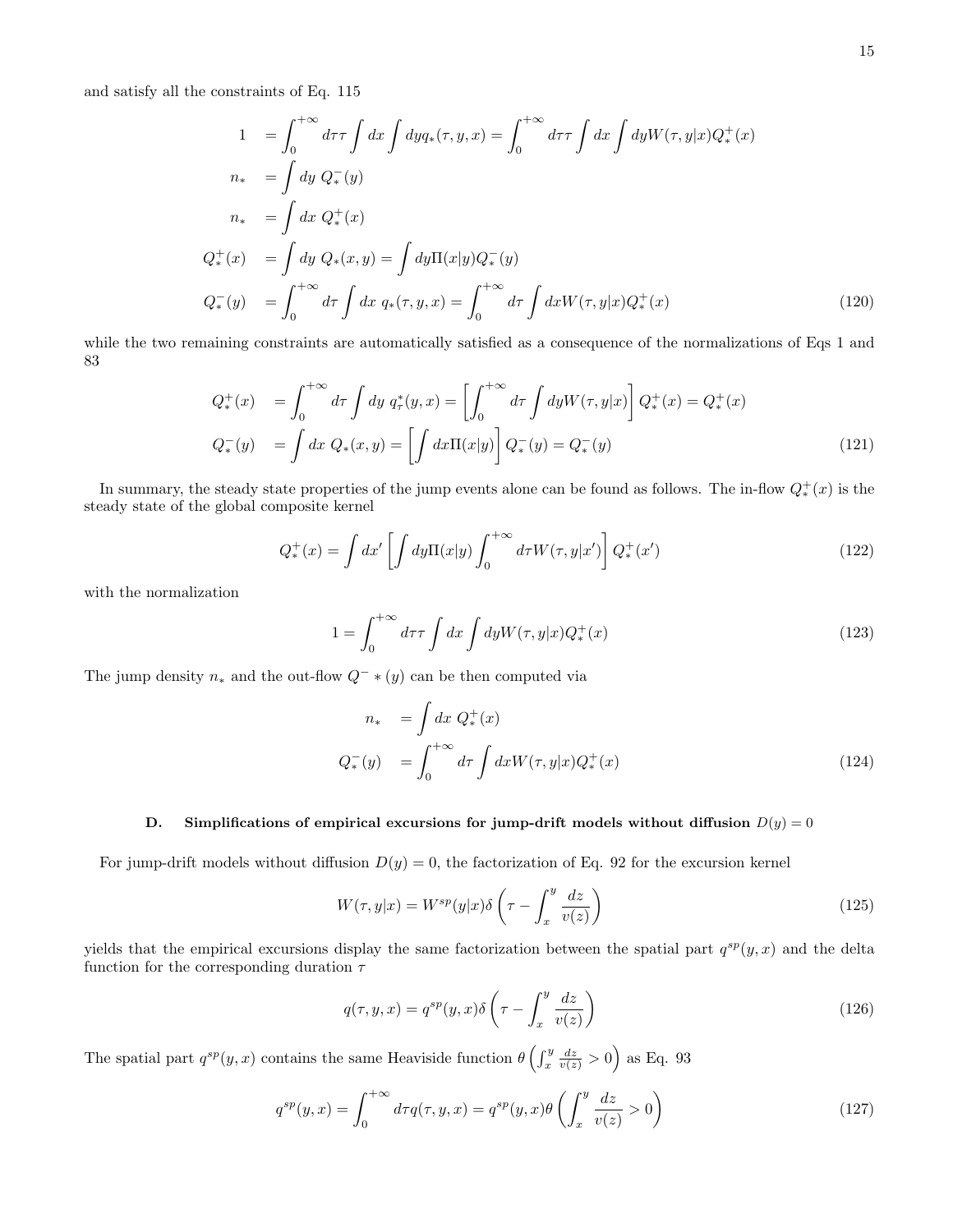and satisfy all the constraints of Eq. 115

$$
\begin{aligned}
1 \quad &= \int_0^{+\infty} d\tau \tau \int dx \int dy q_*(\tau, y, x) = \int_0^{+\infty} d\tau \tau \int dx \int dy W(\tau, y|x) Q_*^+(x) \\
n_* \quad &= \int dy \; Q_*^-(y) \\
n_* \quad &= \int dx \; Q_*^+(x) \\
Q_*^+(x) \quad &= \int dy \; Q_*(x, y) = \int dy \Pi(x|y) Q_*^-(y) \\
Q_*^-(y) \quad &= \int_0^{+\infty} d\tau \int dx \; q_*(\tau, y, x) = \int_0^{+\infty} d\tau \int dx W(\tau, y|x) Q_*^+(x)
\end{aligned}
\tag{120}
$$

while the two remaining constraints are automatically satisfied as a consequence of the normalizations of Eqs 1 and 83

$$
\begin{aligned}
Q_*^+(x) \quad &= \int_0^{+\infty} d\tau \int dy \; q_\tau^*(y, x) = \left[ \int_0^{+\infty} d\tau \int dy W(\tau, y|x) \right] Q_*^+(x) = Q_*^+(x) \\
Q_*^-(y) \quad &= \int dx \; Q_*(x, y) = \left[ \int dx \Pi(x|y) \right] Q_*^-(y) = Q_*^-(y)
\end{aligned}
\tag{121}
$$

In summary, the steady state properties of the jump events alone can be found as follows. The in-flow $Q_*^+(x)$ is the steady state of the global composite kernel

$$
Q_*^+(x) = \int dx' \left[ \int dy \Pi(x|y) \int_0^{+\infty} d\tau W(\tau, y|x') \right] Q_*^+(x')
\tag{122}
$$

with the normalization

$$
1 = \int_0^{+\infty} d\tau \tau \int dx \int dy W(\tau, y|x) Q_*^+(x)
\tag{123}
$$

The jump density $n_*$ and the out-flow $Q^- * (y)$ can be then computed via

$$
\begin{aligned}
n_* \quad &= \int dx \; Q_*^+(x) \\
Q_*^-(y) \quad &= \int_0^{+\infty} d\tau \int dx W(\tau, y|x) Q_*^+(x)
\end{aligned}
\tag{124}
$$

### D. Simplifications of empirical excursions for jump-drift models without diffusion $D(y) = 0$

For jump-drift models without diffusion $D(y) = 0$, the factorization of Eq. 92 for the excursion kernel

$$
W(\tau, y|x) = W^{sp}(y|x) \delta \left( \tau - \int_x^y \frac{dz}{v(z)} \right)
\tag{125}
$$

yields that the empirical excursions display the same factorization between the spatial part $q^{sp}(y, x)$ and the delta function for the corresponding duration $\tau$

$$
q(\tau, y, x) = q^{sp}(y, x) \delta \left( \tau - \int_x^y \frac{dz}{v(z)} \right)
\tag{126}
$$

The spatial part $q^{sp}(y, x)$ contains the same Heaviside function $\theta \left( \int_x^y \frac{dz}{v(z)} > 0 \right)$ as Eq. 93

$$
q^{sp}(y, x) = \int_0^{+\infty} d\tau q(\tau, y, x) = q^{sp}(y, x) \theta \left( \int_x^y \frac{dz}{v(z)} > 0 \right)
\tag{127}
$$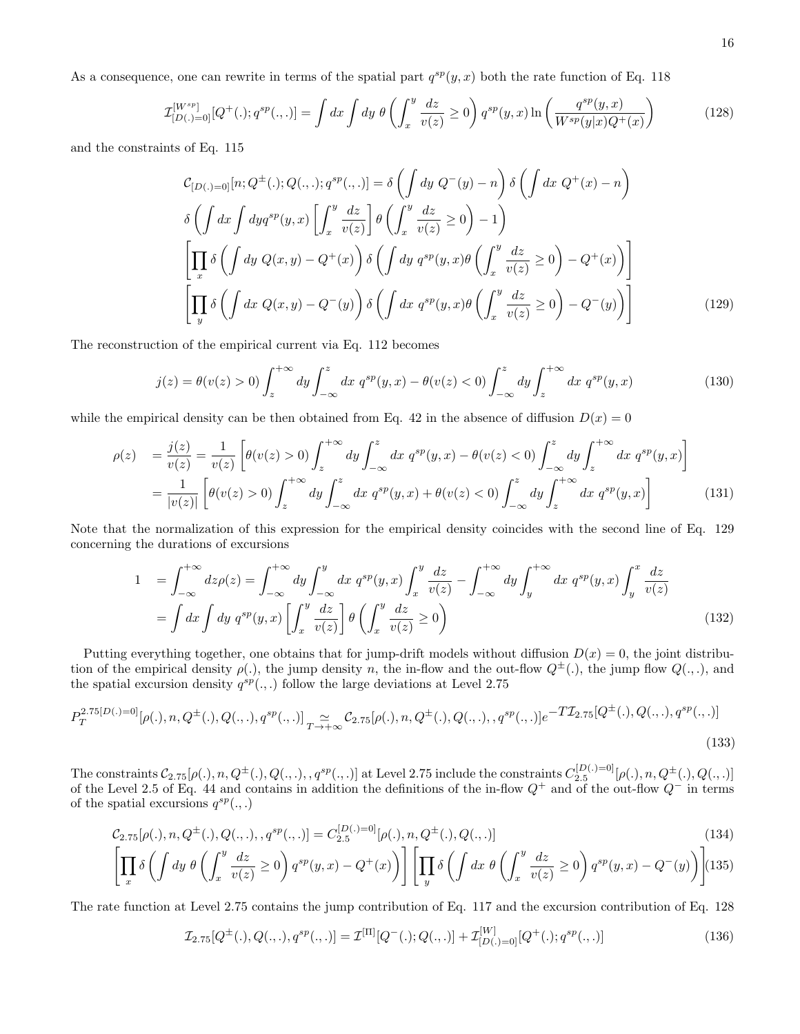As a consequence, one can rewrite in terms of the spatial part $q^{sp}(y,x)$ both the rate function of Eq. 118

$$
\mathcal{I}^{[W^{sp}]}_{[D(.)=0]}[Q^+(.);q^{sp}(.,.)] = \int dx \int dy \; \theta\left( \int_x^y \frac{dz}{v(z)} \geq 0 \right) q^{sp}(y,x) \ln\left( \frac{q^{sp}(y,x)}{W^{sp}(y|x) Q^+(x)} \right) \tag{128}
$$

and the constraints of Eq. 115

$$
\begin{aligned}
\mathcal{C}_{[D(.)=0]}[n;Q^{\pm}(.);Q(.,.);q^{sp}(.,.)] &= \delta\left( \int dy \; Q^-(y) - n \right) \delta\left( \int dx \; Q^+(x) - n \right) \\
& \delta\left( \int dx \int dy q^{sp}(y,x) \left[ \int_x^y \frac{dz}{v(z)} \right] \theta\left( \int_x^y \frac{dz}{v(z)} \geq 0 \right) - 1 \right) \\
& \left[ \prod_x \delta\left( \int dy \; Q(x,y) - Q^+(x) \right) \delta\left( \int dy \; q^{sp}(y,x) \theta\left( \int_x^y \frac{dz}{v(z)} \geq 0 \right) - Q^+(x) \right) \right] \\
& \left[ \prod_y \delta\left( \int dx \; Q(x,y) - Q^-(y) \right) \delta\left( \int dx \; q^{sp}(y,x) \theta\left( \int_x^y \frac{dz}{v(z)} \geq 0 \right) - Q^-(y) \right) \right]
\end{aligned} \tag{129}
$$

The reconstruction of the empirical current via Eq. 112 becomes

$$
j(z) = \theta(v(z) > 0) \int_z^{+\infty} dy \int_{-\infty}^{z} dx \; q^{sp}(y,x) - \theta(v(z) < 0) \int_{-\infty}^{z} dy \int_z^{+\infty} dx \; q^{sp}(y,x) \tag{130}
$$

while the empirical density can be then obtained from Eq. 42 in the absence of diffusion $D(x) = 0$

$$
\begin{aligned}
\rho(z) &= \frac{j(z)}{v(z)} = \frac{1}{v(z)} \left[ \theta(v(z) > 0) \int_z^{+\infty} dy \int_{-\infty}^{z} dx \; q^{sp}(y,x) - \theta(v(z) < 0) \int_{-\infty}^{z} dy \int_z^{+\infty} dx \; q^{sp}(y,x) \right] \\
&= \frac{1}{|v(z)|} \left[ \theta(v(z) > 0) \int_z^{+\infty} dy \int_{-\infty}^{z} dx \; q^{sp}(y,x) + \theta(v(z) < 0) \int_{-\infty}^{z} dy \int_z^{+\infty} dx \; q^{sp}(y,x) \right]
\end{aligned} \tag{131}
$$

Note that the normalization of this expression for the empirical density coincides with the second line of Eq. 129 concerning the durations of excursions

$$
\begin{aligned}
1 &= \int_{-\infty}^{+\infty} dz \rho(z) = \int_{-\infty}^{+\infty} dy \int_{-\infty}^{y} dx \; q^{sp}(y,x) \int_x^y \frac{dz}{v(z)} - \int_{-\infty}^{+\infty} dy \int_y^{+\infty} dx \; q^{sp}(y,x) \int_y^x \frac{dz}{v(z)} \\
&= \int dx \int dy \; q^{sp}(y,x) \left[ \int_x^y \frac{dz}{v(z)} \right] \theta\left( \int_x^y \frac{dz}{v(z)} \geq 0 \right)
\end{aligned} \tag{132}
$$

Putting everything together, one obtains that for jump-drift models without diffusion $D(x) = 0$, the joint distribution of the empirical density $\rho(.)$, the jump density $n$, the in-flow and the out-flow $Q^{\pm}(.)$, the jump flow $Q(.,.)$, and the spatial excursion density $q^{sp}(.,.)$ follow the large deviations at Level 2.75

$$
P_T^{2.75[D(.)=0]}[\rho(.), n, Q^{\pm}(.), Q(.,.), q^{sp}(.,.)] \underset{T \to +\infty}{\simeq} \mathcal{C}_{2.75}[\rho(.), n, Q^{\pm}(.), Q(.,.),, q^{sp}(.,.)] e^{-T \mathcal{I}_{2.75}[Q^{\pm}(.), Q(.,.), q^{sp}(.,.)]} \tag{133}
$$

The constraints $\mathcal{C}_{2.75}[\rho(.), n, Q^{\pm}(.), Q(.,.),, q^{sp}(.,.)]$ at Level 2.75 include the constraints $C_{2.5}^{[D(.)=0]}[\rho(.), n, Q^{\pm}(.), Q(.,.)]$ of the Level 2.5 of Eq. 44 and contains in addition the definitions of the in-flow $Q^+$ and of the out-flow $Q^-$ in terms of the spatial excursions $q^{sp}(.,.)$

$$
\mathcal{C}_{2.75}[\rho(.), n, Q^{\pm}(.), Q(.,.),, q^{sp}(.,.)] = C_{2.5}^{[D(.)=0]}[\rho(.), n, Q^{\pm}(.), Q(.,.)] \tag{134}
$$

$$
\left[ \prod_x \delta\left( \int dy \; \theta\left( \int_x^y \frac{dz}{v(z)} \geq 0 \right) q^{sp}(y,x) - Q^+(x) \right) \right] \left[ \prod_y \delta\left( \int dx \; \theta\left( \int_x^y \frac{dz}{v(z)} \geq 0 \right) q^{sp}(y,x) - Q^-(y) \right) \right] \tag{135}
$$

The rate function at Level 2.75 contains the jump contribution of Eq. 117 and the excursion contribution of Eq. 128

$$
\mathcal{I}_{2.75}[Q^{\pm}(.), Q(.,.), q^{sp}(.,.)] = \mathcal{I}^{[\Pi]}[Q^-(.); Q(.,.)] + \mathcal{I}^{[W]}_{[D(.)=0]}[Q^+(.); q^{sp}(.,.)] \tag{136}
$$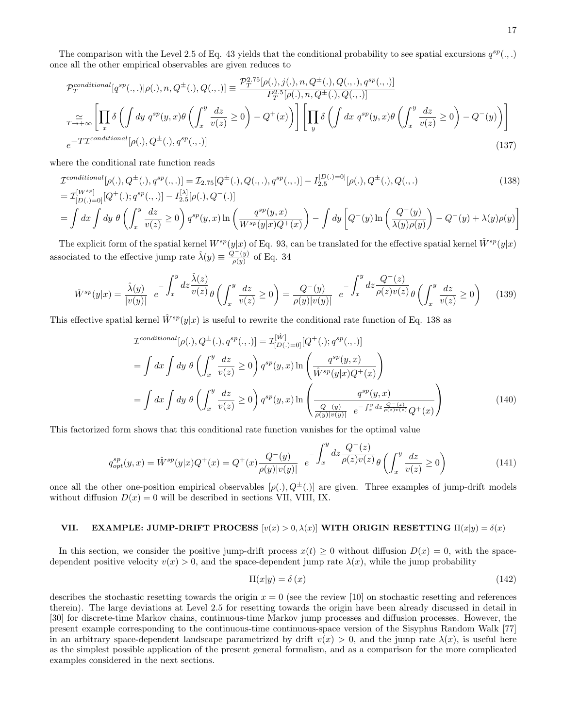The comparison with the Level 2.5 of Eq. 43 yields that the conditional probability to see spatial excursions $q^{sp}(.,.)$ once all the other empirical observables are given reduces to

$$
\begin{aligned}
&\mathcal{P}_T^{conditional}[q^{sp}(.,.)|\rho(.), n, Q^{\pm}(.), Q(.,.)] \equiv \frac{\mathcal{P}_T^{2.75}[\rho(.), j(.), n, Q^{\pm}(.), Q(.,.), q^{sp}(.,.)]}{P_T^{2.5}[\rho(.), n, Q^{\pm}(.), Q(.,.)]} \\
&\underset{T \to +\infty}{\simeq} \left[ \prod_x \delta \left( \int dy \; q^{sp}(y,x) \theta \left( \int_x^y \frac{dz}{v(z)} \geq 0 \right) - Q^+(x) \right) \right] \left[ \prod_y \delta \left( \int dx \; q^{sp}(y,x) \theta \left( \int_x^y \frac{dz}{v(z)} \geq 0 \right) - Q^-(y) \right) \right] \\
&e^{-T \mathcal{I}^{conditional}[\rho(.), Q^{\pm}(.), q^{sp}(.,.)]}
\end{aligned}
\tag{137}
$$

where the conditional rate function reads

$$
\begin{aligned}
&\mathcal{I}^{conditional}[\rho(.), Q^{\pm}(.), q^{sp}(.,.)] = \mathcal{I}_{2.75}[Q^{\pm}(.), Q(.,.), q^{sp}(.,.)] - I_{2.5}^{[D(.)=0]}[\rho(.), Q^{\pm}(.), Q(.,.)] \\
&= \mathcal{I}_{[D(.)=0]}^{[W^{sp}]}[Q^+(.); q^{sp}(.,.)] - I_{2.5}^{[\lambda]}[\rho(.), Q^-(.)] \\
&= \int dx \int dy \; \theta \left( \int_x^y \frac{dz}{v(z)} \geq 0 \right) q^{sp}(y,x) \ln \left( \frac{q^{sp}(y,x)}{W^{sp}(y|x) Q^+(x)} \right) - \int dy \left[ Q^-(y) \ln \left( \frac{Q^-(y)}{\lambda(y)\rho(y)} \right) - Q^-(y) + \lambda(y)\rho(y) \right]
\end{aligned}
\tag{138}
$$

The explicit form of the spatial kernel $W^{sp}(y|x)$ of Eq. 93, can be translated for the effective spatial kernel $\hat{W}^{sp}(y|x)$ associated to the effective jump rate $\hat{\lambda}(y) \equiv \frac{Q^-(y)}{\rho(y)}$ of Eq. 34

$$
\hat{W}^{sp}(y|x) = \frac{\hat{\lambda}(y)}{|v(y)|} \; e^{-\int_x^y dz \frac{\hat{\lambda}(z)}{v(z)}} \theta \left( \int_x^y \frac{dz}{v(z)} \geq 0 \right) = \frac{Q^-(y)}{\rho(y)|v(y)|} \; e^{-\int_x^y dz \frac{Q^-(z)}{\rho(z)v(z)}} \theta \left( \int_x^y \frac{dz}{v(z)} \geq 0 \right)
\tag{139}
$$

This effective spatial kernel $\hat{W}^{sp}(y|x)$ is useful to rewrite the conditional rate function of Eq. 138 as

$$
\begin{aligned}
&\mathcal{I}^{conditional}[\rho(.), Q^{\pm}(.), q^{sp}(.,.)] = \mathcal{I}_{[D(.)=0]}^{[\hat{W}]}[Q^+(.); q^{sp}(.,.)] \\
&= \int dx \int dy \; \theta \left( \int_x^y \frac{dz}{v(z)} \geq 0 \right) q^{sp}(y,x) \ln \left( \frac{q^{sp}(y,x)}{\hat{W}^{sp}(y|x) Q^+(x)} \right) \\
&= \int dx \int dy \; \theta \left( \int_x^y \frac{dz}{v(z)} \geq 0 \right) q^{sp}(y,x) \ln \left( \frac{q^{sp}(y,x)}{\frac{Q^-(y)}{\rho(y)|v(y)|} \; e^{-\int_x^y dz \frac{Q^-(z)}{\rho(z)v(z)}} Q^+(x)} \right)
\end{aligned}
\tag{140}
$$

This factorized form shows that this conditional rate function vanishes for the optimal value

$$
q_{opt}^{sp}(y,x) = \hat{W}^{sp}(y|x) Q^+(x) = Q^+(x) \frac{Q^-(y)}{\rho(y)|v(y)|} \; e^{-\int_x^y dz \frac{Q^-(z)}{\rho(z)v(z)}} \theta \left( \int_x^y \frac{dz}{v(z)} \geq 0 \right)
\tag{141}
$$

once all the other one-position empirical observables $[\rho(.), Q^{\pm}(.)]$ are given. Three examples of jump-drift models without diffusion $D(x) = 0$ will be described in sections VII, VIII, IX.

## VII. EXAMPLE: JUMP-DRIFT PROCESS $[v(x) > 0, \lambda(x)]$ WITH ORIGIN RESETTING $\Pi(x|y) = \delta(x)$

In this section, we consider the positive jump-drift process $x(t) \geq 0$ without diffusion $D(x) = 0$, with the space-dependent positive velocity $v(x) > 0$, and the space-dependent jump rate $\lambda(x)$, while the jump probability

$$
\Pi(x|y) = \delta(x)
\tag{142}
$$

describes the stochastic resetting towards the origin $x = 0$ (see the review [10] on stochastic resetting and references therein). The large deviations at Level 2.5 for resetting towards the origin have been already discussed in detail in [30] for discrete-time Markov chains, continuous-time Markov jump processes and diffusion processes. However, the present example corresponding to the continuous-time continuous-space version of the Sisyphus Random Walk [77] in an arbitrary space-dependent landscape parametrized by drift $v(x) > 0$, and the jump rate $\lambda(x)$, is useful here as the simplest possible application of the present general formalism, and as a comparison for the more complicated examples considered in the next sections.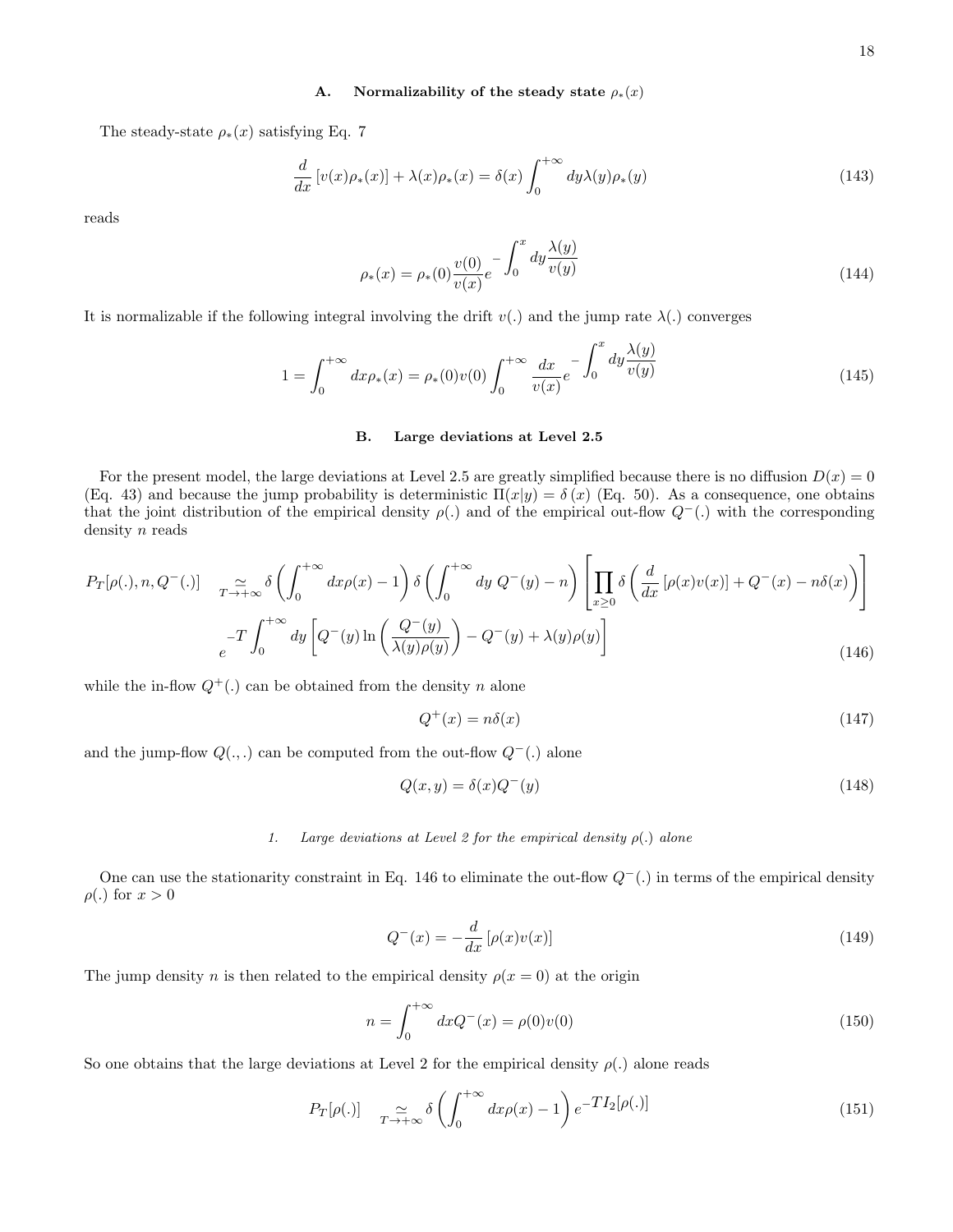### A. Normalizability of the steady state $\rho_*(x)$

The steady-state $\rho_*(x)$ satisfying Eq. 7

$$\frac{d}{dx}\left[v(x)\rho_*(x)\right] + \lambda(x)\rho_*(x) = \delta(x)\int_0^{+\infty} dy \lambda(y)\rho_*(y) \tag{143}$$

reads

$$\rho_*(x) = \rho_*(0)\frac{v(0)}{v(x)}e^{-\displaystyle\int_0^x dy \frac{\lambda(y)}{v(y)}} \tag{144}$$

It is normalizable if the following integral involving the drift $v(.)$ and the jump rate $\lambda(.)$ converges

$$1 = \int_0^{+\infty} dx \rho_*(x) = \rho_*(0)v(0)\int_0^{+\infty} \frac{dx}{v(x)} e^{-\displaystyle\int_0^x dy \frac{\lambda(y)}{v(y)}} \tag{145}$$

### B. Large deviations at Level 2.5

For the present model, the large deviations at Level 2.5 are greatly simplified because there is no diffusion $D(x) = 0$ (Eq. 43) and because the jump probability is deterministic $\Pi(x|y) = \delta(x)$ (Eq. 50). As a consequence, one obtains that the joint distribution of the empirical density $\rho(.)$ and of the empirical out-flow $Q^-(.)$ with the corresponding density $n$ reads

$$P_T[\rho(.), n, Q^-(.)] \underset{T\to+\infty}{\simeq} \delta\left(\int_0^{+\infty} dx \rho(x) - 1\right)\delta\left(\int_0^{+\infty} dy\ Q^-(y) - n\right)\left[\prod_{x\geq 0}\delta\left(\frac{d}{dx}\left[\rho(x)v(x)\right] + Q^-(x) - n\delta(x)\right)\right]$$
$$e^{-T\displaystyle\int_0^{+\infty} dy \left[Q^-(y)\ln\left(\frac{Q^-(y)}{\lambda(y)\rho(y)}\right) - Q^-(y) + \lambda(y)\rho(y)\right]} \tag{146}$$

while the in-flow $Q^+(.)$ can be obtained from the density $n$ alone

$$Q^+(x) = n\delta(x) \tag{147}$$

and the jump-flow $Q(.,.)$ can be computed from the out-flow $Q^-(.)$ alone

$$Q(x,y) = \delta(x)Q^-(y) \tag{148}$$

#### 1. *Large deviations at Level 2 for the empirical density $\rho(.)$ alone*

One can use the stationarity constraint in Eq. 146 to eliminate the out-flow $Q^-(.)$ in terms of the empirical density $\rho(.)$ for $x > 0$

$$Q^-(x) = -\frac{d}{dx}\left[\rho(x)v(x)\right] \tag{149}$$

The jump density $n$ is then related to the empirical density $\rho(x = 0)$ at the origin

$$n = \int_0^{+\infty} dx Q^-(x) = \rho(0)v(0) \tag{150}$$

So one obtains that the large deviations at Level 2 for the empirical density $\rho(.)$ alone reads

$$P_T[\rho(.)] \underset{T\to+\infty}{\simeq} \delta\left(\int_0^{+\infty} dx \rho(x) - 1\right)e^{-TI_2[\rho(.)]} \tag{151}$$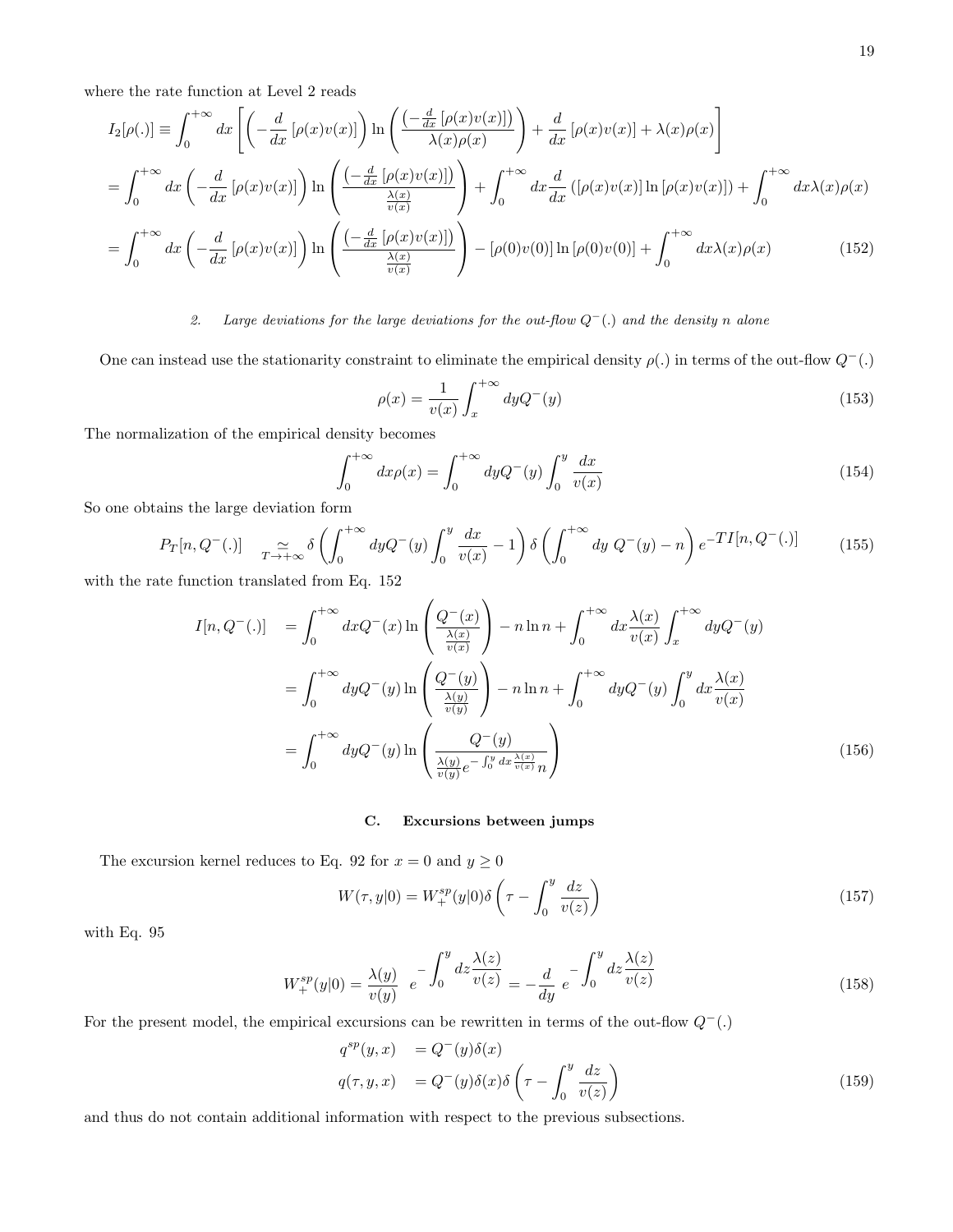where the rate function at Level 2 reads

$$
\begin{aligned}
I_2[\rho(.)] &\equiv \int_0^{+\infty} dx \left[ \left( -\frac{d}{dx}\left[\rho(x)v(x)\right] \right) \ln \left( \frac{\left(-\frac{d}{dx}\left[\rho(x)v(x)\right]\right)}{\lambda(x)\rho(x)} \right) + \frac{d}{dx}\left[\rho(x)v(x)\right] + \lambda(x)\rho(x) \right] \\
&= \int_0^{+\infty} dx \left( -\frac{d}{dx}\left[\rho(x)v(x)\right] \right) \ln \left( \frac{\left(-\frac{d}{dx}\left[\rho(x)v(x)\right]\right)}{\frac{\lambda(x)}{v(x)}} \right) + \int_0^{+\infty} dx \frac{d}{dx}\left(\left[\rho(x)v(x)\right]\ln\left[\rho(x)v(x)\right]\right) + \int_0^{+\infty} dx \lambda(x)\rho(x) \\
&= \int_0^{+\infty} dx \left( -\frac{d}{dx}\left[\rho(x)v(x)\right] \right) \ln \left( \frac{\left(-\frac{d}{dx}\left[\rho(x)v(x)\right]\right)}{\frac{\lambda(x)}{v(x)}} \right) - \left[\rho(0)v(0)\right]\ln\left[\rho(0)v(0)\right] + \int_0^{+\infty} dx \lambda(x)\rho(x) \qquad (152)
\end{aligned}
$$

#### 2. Large deviations for the large deviations for the out-flow $Q^-(.)$ and the density $n$ alone

One can instead use the stationarity constraint to eliminate the empirical density $\rho(.)$ in terms of the out-flow $Q^-(.)$

$$
\rho(x) = \frac{1}{v(x)} \int_x^{+\infty} dy Q^-(y) \qquad (153)
$$

The normalization of the empirical density becomes

$$
\int_0^{+\infty} dx \rho(x) = \int_0^{+\infty} dy Q^-(y) \int_0^y \frac{dx}{v(x)} \qquad (154)
$$

So one obtains the large deviation form

$$
P_T[n, Q^-(.)] \underset{T \to +\infty}{\simeq} \delta\left( \int_0^{+\infty} dy Q^-(y) \int_0^y \frac{dx}{v(x)} - 1 \right) \delta\left( \int_0^{+\infty} dy\ Q^-(y) - n \right) e^{-TI[n, Q^-(.)]} \qquad (155)
$$

with the rate function translated from Eq. 152

$$
\begin{aligned}
I[n, Q^-(.)] &= \int_0^{+\infty} dx Q^-(x) \ln \left( \frac{Q^-(x)}{\frac{\lambda(x)}{v(x)}} \right) - n \ln n + \int_0^{+\infty} dx \frac{\lambda(x)}{v(x)} \int_x^{+\infty} dy Q^-(y) \\
&= \int_0^{+\infty} dy Q^-(y) \ln \left( \frac{Q^-(y)}{\frac{\lambda(y)}{v(y)}} \right) - n \ln n + \int_0^{+\infty} dy Q^-(y) \int_0^y dx \frac{\lambda(x)}{v(x)} \\
&= \int_0^{+\infty} dy Q^-(y) \ln \left( \frac{Q^-(y)}{\frac{\lambda(y)}{v(y)} e^{-\int_0^y dx \frac{\lambda(x)}{v(x)}} n} \right) \qquad (156)
\end{aligned}
$$

### C. Excursions between jumps

The excursion kernel reduces to Eq. 92 for $x = 0$ and $y \geq 0$

$$
W(\tau, y|0) = W_+^{sp}(y|0) \delta\left( \tau - \int_0^y \frac{dz}{v(z)} \right) \qquad (157)
$$

with Eq. 95

$$
W_+^{sp}(y|0) = \frac{\lambda(y)}{v(y)} \ e^{-\int_0^y dz \frac{\lambda(z)}{v(z)}} = -\frac{d}{dy} \ e^{-\int_0^y dz \frac{\lambda(z)}{v(z)}} \qquad (158)
$$

For the present model, the empirical excursions can be rewritten in terms of the out-flow $Q^-(.)$

$$
\begin{aligned}
q^{sp}(y, x) &= Q^-(y)\delta(x) \\
q(\tau, y, x) &= Q^-(y)\delta(x)\delta\left( \tau - \int_0^y \frac{dz}{v(z)} \right) \qquad (159)
\end{aligned}
$$

and thus do not contain additional information with respect to the previous subsections.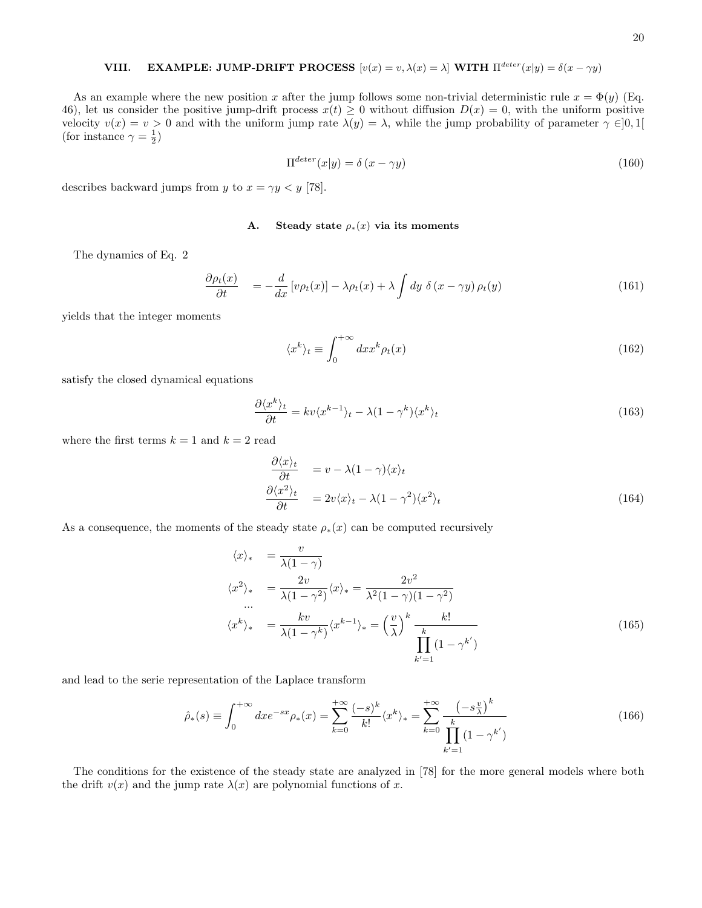## VIII. EXAMPLE: JUMP-DRIFT PROCESS $[v(x) = v, \lambda(x) = \lambda]$ WITH $\Pi^{deter}(x|y) = \delta(x - \gamma y)$

As an example where the new position $x$ after the jump follows some non-trivial deterministic rule $x = \Phi(y)$ (Eq. 46), let us consider the positive jump-drift process $x(t) \geq 0$ without diffusion $D(x) = 0$, with the uniform positive velocity $v(x) = v > 0$ and with the uniform jump rate $\lambda(y) = \lambda$, while the jump probability of parameter $\gamma \in ]0, 1[$ (for instance $\gamma = \frac{1}{2}$)

$$\Pi^{deter}(x|y) = \delta(x - \gamma y) \tag{160}$$

describes backward jumps from $y$ to $x = \gamma y < y$ [78].

### A. Steady state $\rho_*(x)$ via its moments

The dynamics of Eq. 2

$$\frac{\partial \rho_t(x)}{\partial t} = -\frac{d}{dx}\left[v\rho_t(x)\right] - \lambda\rho_t(x) + \lambda \int dy\; \delta(x - \gamma y)\, \rho_t(y) \tag{161}$$

yields that the integer moments

$$\langle x^k \rangle_t \equiv \int_0^{+\infty} dx x^k \rho_t(x) \tag{162}$$

satisfy the closed dynamical equations

$$\frac{\partial \langle x^k \rangle_t}{\partial t} = kv\langle x^{k-1} \rangle_t - \lambda(1 - \gamma^k)\langle x^k \rangle_t \tag{163}$$

where the first terms $k = 1$ and $k = 2$ read

$$\begin{aligned}
\frac{\partial \langle x \rangle_t}{\partial t} &= v - \lambda(1 - \gamma)\langle x \rangle_t \\
\frac{\partial \langle x^2 \rangle_t}{\partial t} &= 2v\langle x \rangle_t - \lambda(1 - \gamma^2)\langle x^2 \rangle_t
\end{aligned} \tag{164}$$

As a consequence, the moments of the steady state $\rho_*(x)$ can be computed recursively

$$\begin{aligned}
\langle x \rangle_* &= \frac{v}{\lambda(1 - \gamma)} \\
\langle x^2 \rangle_* &= \frac{2v}{\lambda(1 - \gamma^2)}\langle x \rangle_* = \frac{2v^2}{\lambda^2(1 - \gamma)(1 - \gamma^2)} \\
&\;... \\
\langle x^k \rangle_* &= \frac{kv}{\lambda(1 - \gamma^k)}\langle x^{k-1} \rangle_* = \left(\frac{v}{\lambda}\right)^k \frac{k!}{\prod\limits_{k'=1}^{k}(1 - \gamma^{k'})}
\end{aligned} \tag{165}$$

and lead to the serie representation of the Laplace transform

$$\hat{\rho}_*(s) \equiv \int_0^{+\infty} dx e^{-sx}\rho_*(x) = \sum_{k=0}^{+\infty} \frac{(-s)^k}{k!}\langle x^k \rangle_* = \sum_{k=0}^{+\infty} \frac{\left(-s\frac{v}{\lambda}\right)^k}{\prod\limits_{k'=1}^{k}(1 - \gamma^{k'})} \tag{166}$$

The conditions for the existence of the steady state are analyzed in [78] for the more general models where both the drift $v(x)$ and the jump rate $\lambda(x)$ are polynomial functions of $x$.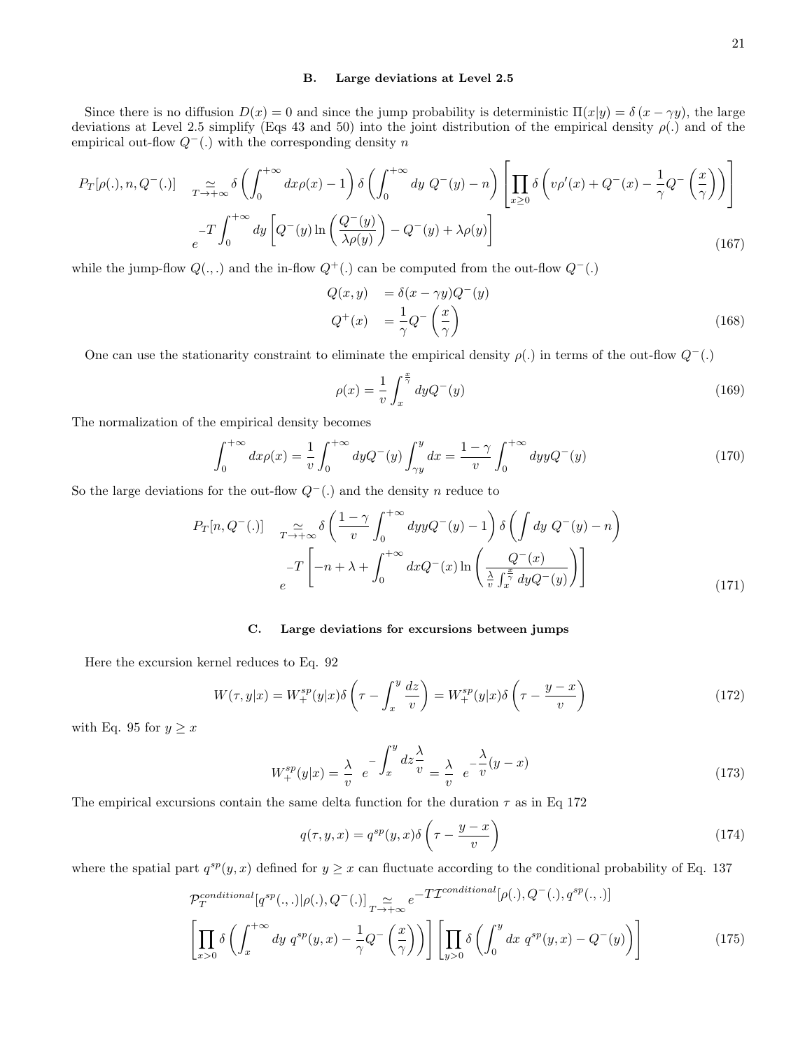### B. Large deviations at Level 2.5

Since there is no diffusion $D(x) = 0$ and since the jump probability is deterministic $\Pi(x|y) = \delta(x - \gamma y)$, the large deviations at Level 2.5 simplify (Eqs 43 and 50) into the joint distribution of the empirical density $\rho(.)$ and of the empirical out-flow $Q^-(.)$ with the corresponding density $n$

$$
P_T[\rho(.), n, Q^-(.)] \underset{T \to +\infty}{\simeq} \delta\left(\int_0^{+\infty} dx \rho(x) - 1\right) \delta\left(\int_0^{+\infty} dy\ Q^-(y) - n\right) \left[\prod_{x \geq 0} \delta\left(v\rho'(x) + Q^-(x) - \frac{1}{\gamma} Q^-\left(\frac{x}{\gamma}\right)\right)\right]
$$
$$
e^{-T \int_0^{+\infty} dy \left[Q^-(y) \ln\left(\frac{Q^-(y)}{\lambda \rho(y)}\right) - Q^-(y) + \lambda \rho(y)\right]} \tag{167}
$$

while the jump-flow $Q(.,.)$ and the in-flow $Q^+(.)$ can be computed from the out-flow $Q^-(.)$

$$
\begin{aligned}
Q(x, y) &= \delta(x - \gamma y) Q^-(y) \\
Q^+(x) &= \frac{1}{\gamma} Q^-\left(\frac{x}{\gamma}\right)
\end{aligned} \tag{168}
$$

One can use the stationarity constraint to eliminate the empirical density $\rho(.)$ in terms of the out-flow $Q^-(.)$

$$
\rho(x) = \frac{1}{v} \int_x^{\frac{x}{\gamma}} dy Q^-(y) \tag{169}
$$

The normalization of the empirical density becomes

$$
\int_0^{+\infty} dx \rho(x) = \frac{1}{v} \int_0^{+\infty} dy Q^-(y) \int_{\gamma y}^{y} dx = \frac{1 - \gamma}{v} \int_0^{+\infty} dy y Q^-(y) \tag{170}
$$

So the large deviations for the out-flow $Q^-(.)$ and the density $n$ reduce to

$$
P_T[n, Q^-(.)] \underset{T \to +\infty}{\simeq} \delta\left(\frac{1 - \gamma}{v} \int_0^{+\infty} dy y Q^-(y) - 1\right) \delta\left(\int dy\ Q^-(y) - n\right)
$$
$$
e^{-T \left[-n + \lambda + \int_0^{+\infty} dx Q^-(x) \ln\left(\frac{Q^-(x)}{\frac{\lambda}{v} \int_x^{\frac{x}{\gamma}} dy Q^-(y)}\right)\right]} \tag{171}
$$

### C. Large deviations for excursions between jumps

Here the excursion kernel reduces to Eq. 92

$$
W(\tau, y|x) = W_+^{sp}(y|x) \delta\left(\tau - \int_x^y \frac{dz}{v}\right) = W_+^{sp}(y|x) \delta\left(\tau - \frac{y - x}{v}\right) \tag{172}
$$

with Eq. 95 for $y \geq x$

$$
W_+^{sp}(y|x) = \frac{\lambda}{v}\ e^{-\int_x^y dz \frac{\lambda}{v}} = \frac{\lambda}{v}\ e^{-\frac{\lambda}{v}(y - x)} \tag{173}
$$

The empirical excursions contain the same delta function for the duration $\tau$ as in Eq 172

$$
q(\tau, y, x) = q^{sp}(y, x) \delta\left(\tau - \frac{y - x}{v}\right) \tag{174}
$$

where the spatial part $q^{sp}(y, x)$ defined for $y \geq x$ can fluctuate according to the conditional probability of Eq. 137

$$
\mathcal{P}_T^{conditional}[q^{sp}(.,.)|\rho(.), Q^-(.)] \underset{T \to +\infty}{\simeq} e^{-T \mathcal{I}^{conditional}[\rho(.), Q^-(.), q^{sp}(.,.)]}
$$
$$
\left[\prod_{x > 0} \delta\left(\int_x^{+\infty} dy\ q^{sp}(y, x) - \frac{1}{\gamma} Q^-\left(\frac{x}{\gamma}\right)\right)\right] \left[\prod_{y > 0} \delta\left(\int_0^y dx\ q^{sp}(y, x) - Q^-(y)\right)\right] \tag{175}
$$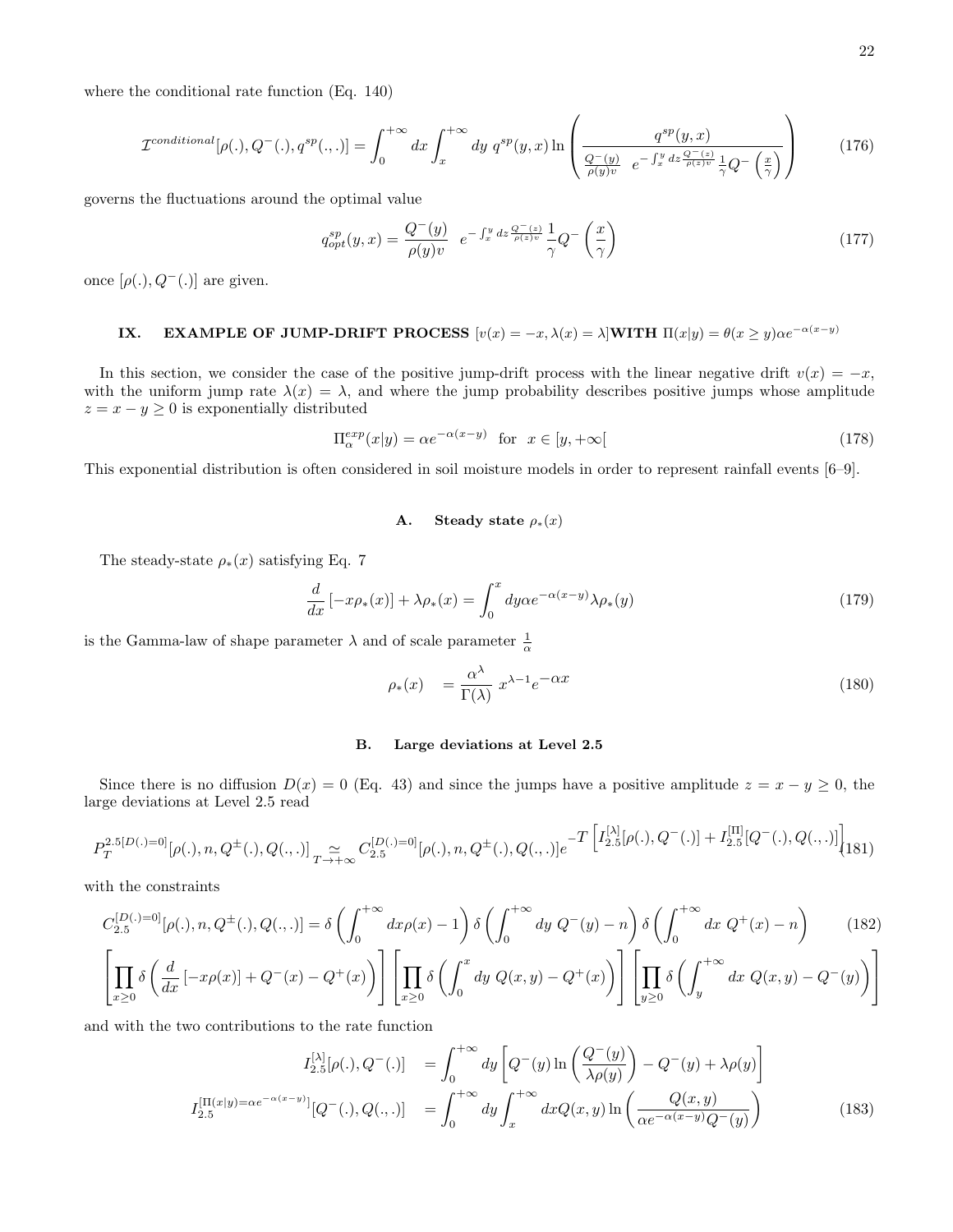where the conditional rate function (Eq. 140)

$$\mathcal{I}^{conditional}[\rho(.), Q^{-}(.), q^{sp}(.,.)] = \int_0^{+\infty} dx \int_x^{+\infty} dy \; q^{sp}(y,x) \ln \left( \frac{q^{sp}(y,x)}{\frac{Q^{-}(y)}{\rho(y)v} \quad e^{-\int_x^y dz \frac{Q^{-}(z)}{\rho(z)v}} \frac{1}{\gamma} Q^{-}\left(\frac{x}{\gamma}\right)} \right) \tag{176}$$

governs the fluctuations around the optimal value

$$q^{sp}_{opt}(y,x) = \frac{Q^{-}(y)}{\rho(y)v} \quad e^{-\int_x^y dz \frac{Q^{-}(z)}{\rho(z)v}} \frac{1}{\gamma} Q^{-}\left(\frac{x}{\gamma}\right) \tag{177}$$

once $[\rho(.), Q^{-}(.)]$ are given.

## IX. EXAMPLE OF JUMP-DRIFT PROCESS $[v(x) = -x, \lambda(x) = \lambda]$ WITH $\Pi(x|y) = \theta(x \geq y)\alpha e^{-\alpha(x-y)}$

In this section, we consider the case of the positive jump-drift process with the linear negative drift $v(x) = -x$, with the uniform jump rate $\lambda(x) = \lambda$, and where the jump probability describes positive jumps whose amplitude $z = x - y \geq 0$ is exponentially distributed

$$\Pi^{exp}_{\alpha}(x|y) = \alpha e^{-\alpha(x-y)} \quad \text{for} \quad x \in [y, +\infty[ \tag{178}$$

This exponential distribution is often considered in soil moisture models in order to represent rainfall events [6–9].

### A. Steady state $\rho_*(x)$

The steady-state $\rho_*(x)$ satisfying Eq. 7

$$\frac{d}{dx}\left[-x\rho_*(x)\right] + \lambda\rho_*(x) = \int_0^x dy \alpha e^{-\alpha(x-y)} \lambda \rho_*(y) \tag{179}$$

is the Gamma-law of shape parameter $\lambda$ and of scale parameter $\frac{1}{\alpha}$

$$\rho_*(x) \quad = \frac{\alpha^{\lambda}}{\Gamma(\lambda)} \; x^{\lambda-1} e^{-\alpha x} \tag{180}$$

### B. Large deviations at Level 2.5

Since there is no diffusion $D(x) = 0$ (Eq. 43) and since the jumps have a positive amplitude $z = x - y \geq 0$, the large deviations at Level 2.5 read

$$P_T^{2.5[D(.)=0]}[\rho(.), n, Q^{\pm}(.), Q(.,.)] \underset{T \to +\infty}{\simeq} C_{2.5}^{[D(.)=0]}[\rho(.), n, Q^{\pm}(.), Q(.,.)] e^{-T\left[I_{2.5}^{[\lambda]}[\rho(.), Q^{-}(.)] + I_{2.5}^{[\Pi]}[Q^{-}(.), Q(.,.)]\right]} \tag{181}$$

with the constraints

$$\begin{aligned} C_{2.5}^{[D(.)=0]}[\rho(.), n, Q^{\pm}(.), Q(.,.)] &= \delta\left(\int_0^{+\infty} dx \rho(x) - 1\right) \delta\left(\int_0^{+\infty} dy \; Q^{-}(y) - n\right) \delta\left(\int_0^{+\infty} dx \; Q^{+}(x) - n\right) \\ &\left[\prod_{x \geq 0} \delta\left(\frac{d}{dx}\left[-x\rho(x)\right] + Q^{-}(x) - Q^{+}(x)\right)\right] \left[\prod_{x \geq 0} \delta\left(\int_0^x dy \; Q(x,y) - Q^{+}(x)\right)\right] \left[\prod_{y \geq 0} \delta\left(\int_y^{+\infty} dx \; Q(x,y) - Q^{-}(y)\right)\right] \end{aligned} \tag{182}$$

and with the two contributions to the rate function

$$\begin{aligned} I_{2.5}^{[\lambda]}[\rho(.), Q^{-}(.)] &= \int_0^{+\infty} dy \left[Q^{-}(y) \ln\left(\frac{Q^{-}(y)}{\lambda\rho(y)}\right) - Q^{-}(y) + \lambda\rho(y)\right] \\ I_{2.5}^{[\Pi(x|y)=\alpha e^{-\alpha(x-y)}]}[Q^{-}(.), Q(.,.)] &= \int_0^{+\infty} dy \int_x^{+\infty} dx Q(x,y) \ln\left(\frac{Q(x,y)}{\alpha e^{-\alpha(x-y)} Q^{-}(y)}\right) \end{aligned} \tag{183}$$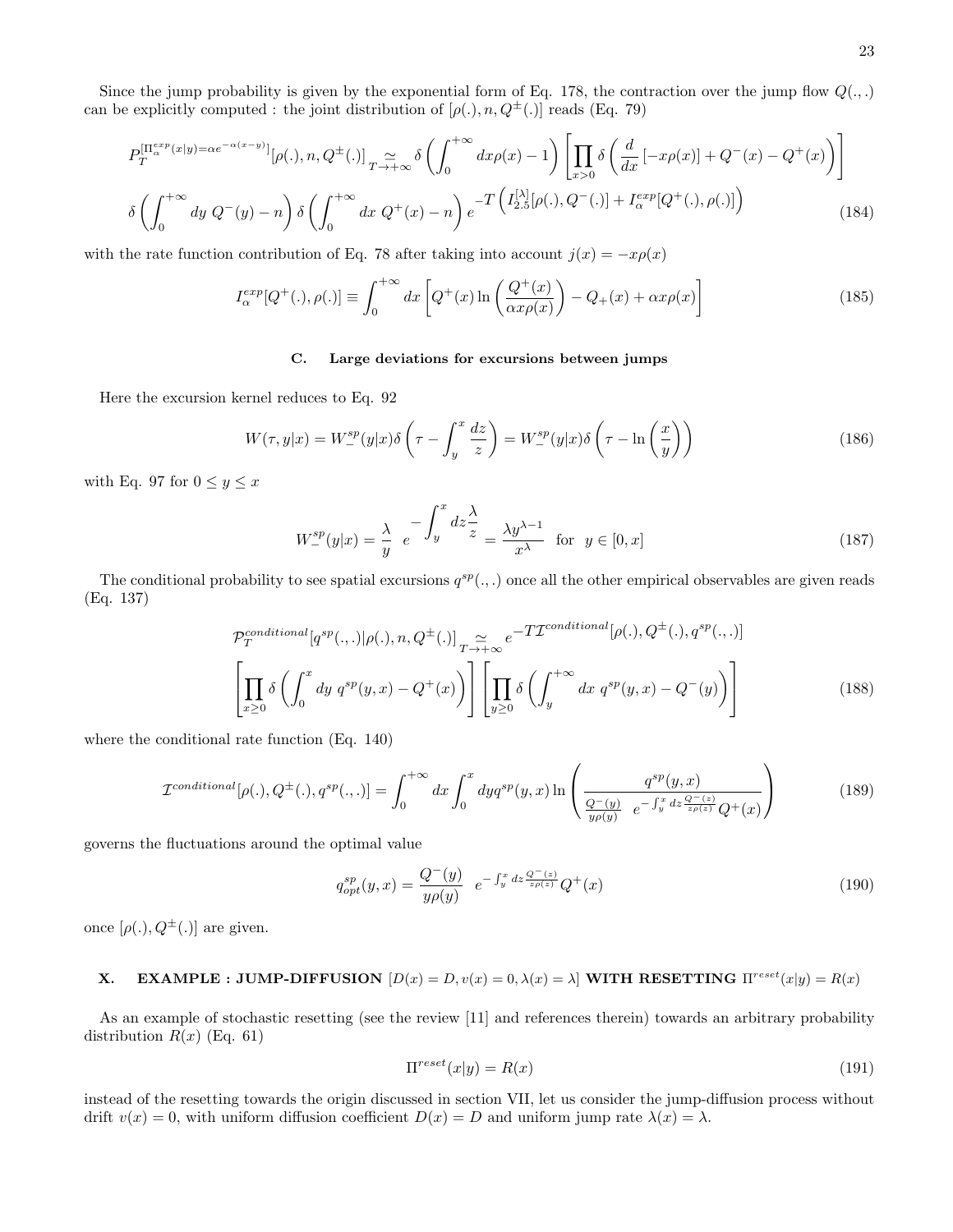Since the jump probability is given by the exponential form of Eq. 178, the contraction over the jump flow $Q(.,.)$ can be explicitly computed : the joint distribution of $[\rho(.), n, Q^{\pm}(.)]$ reads (Eq. 79)

$$
P_T^{[\Pi_\alpha^{exp}(x|y)=\alpha e^{-\alpha(x-y)}]}[\rho(.), n, Q^{\pm}(.)] \underset{T\to+\infty}{\simeq} \delta\left(\int_0^{+\infty} dx \rho(x) - 1\right) \left[\prod_{x>0} \delta\left(\frac{d}{dx}\left[-x\rho(x)\right] + Q^-(x) - Q^+(x)\right)\right]
$$
$$
\delta\left(\int_0^{+\infty} dy\ Q^-(y) - n\right) \delta\left(\int_0^{+\infty} dx\ Q^+(x) - n\right) e^{-T\left(I_{2.5}^{[\lambda]}[\rho(.), Q^-(.)] + I_\alpha^{exp}[Q^+(.), \rho(.)]\right)} \tag{184}
$$

with the rate function contribution of Eq. 78 after taking into account $j(x) = -x\rho(x)$

$$
I_\alpha^{exp}[Q^+(.), \rho(.)] \equiv \int_0^{+\infty} dx \left[Q^+(x) \ln\left(\frac{Q^+(x)}{\alpha x \rho(x)}\right) - Q_+(x) + \alpha x \rho(x)\right] \tag{185}
$$

### C. Large deviations for excursions between jumps

Here the excursion kernel reduces to Eq. 92

$$
W(\tau, y|x) = W_-^{sp}(y|x) \delta\left(\tau - \int_y^x \frac{dz}{z}\right) = W_-^{sp}(y|x) \delta\left(\tau - \ln\left(\frac{x}{y}\right)\right) \tag{186}
$$

with Eq. 97 for $0 \leq y \leq x$

$$
W_-^{sp}(y|x) = \frac{\lambda}{y} \ e^{-\displaystyle\int_y^x dz \frac{\lambda}{z}} = \frac{\lambda y^{\lambda-1}}{x^\lambda} \quad \text{for} \quad y \in [0, x] \tag{187}
$$

The conditional probability to see spatial excursions $q^{sp}(.,.)$ once all the other empirical observables are given reads (Eq. 137)

$$
\mathcal{P}_T^{conditional}[q^{sp}(.,.)|\rho(.), n, Q^{\pm}(.)] \underset{T\to+\infty}{\simeq} e^{-T\mathcal{I}^{conditional}[\rho(.), Q^{\pm}(.), q^{sp}(.,.)]}
$$
$$
\left[\prod_{x\geq 0} \delta\left(\int_0^x dy\ q^{sp}(y,x) - Q^+(x)\right)\right] \left[\prod_{y\geq 0} \delta\left(\int_y^{+\infty} dx\ q^{sp}(y,x) - Q^-(y)\right)\right] \tag{188}
$$

where the conditional rate function (Eq. 140)

$$
\mathcal{I}^{conditional}[\rho(.), Q^{\pm}(.), q^{sp}(.,.)] = \int_0^{+\infty} dx \int_0^x dy q^{sp}(y,x) \ln\left(\frac{q^{sp}(y,x)}{\frac{Q^-(y)}{y\rho(y)} \ e^{-\int_y^x dz \frac{Q^-(z)}{z\rho(z)}} Q^+(x)}\right) \tag{189}
$$

governs the fluctuations around the optimal value

$$
q_{opt}^{sp}(y,x) = \frac{Q^-(y)}{y\rho(y)} \ e^{-\int_y^x dz \frac{Q^-(z)}{z\rho(z)}} Q^+(x) \tag{190}
$$

once $[\rho(.), Q^{\pm}(.)]$ are given.

## X. EXAMPLE : JUMP-DIFFUSION $[D(x) = D, v(x) = 0, \lambda(x) = \lambda]$ WITH RESETTING $\Pi^{reset}(x|y) = R(x)$

As an example of stochastic resetting (see the review [11] and references therein) towards an arbitrary probability distribution $R(x)$ (Eq. 61)

$$
\Pi^{reset}(x|y) = R(x) \tag{191}
$$

instead of the resetting towards the origin discussed in section VII, let us consider the jump-diffusion process without drift $v(x) = 0$, with uniform diffusion coefficient $D(x) = D$ and uniform jump rate $\lambda(x) = \lambda$.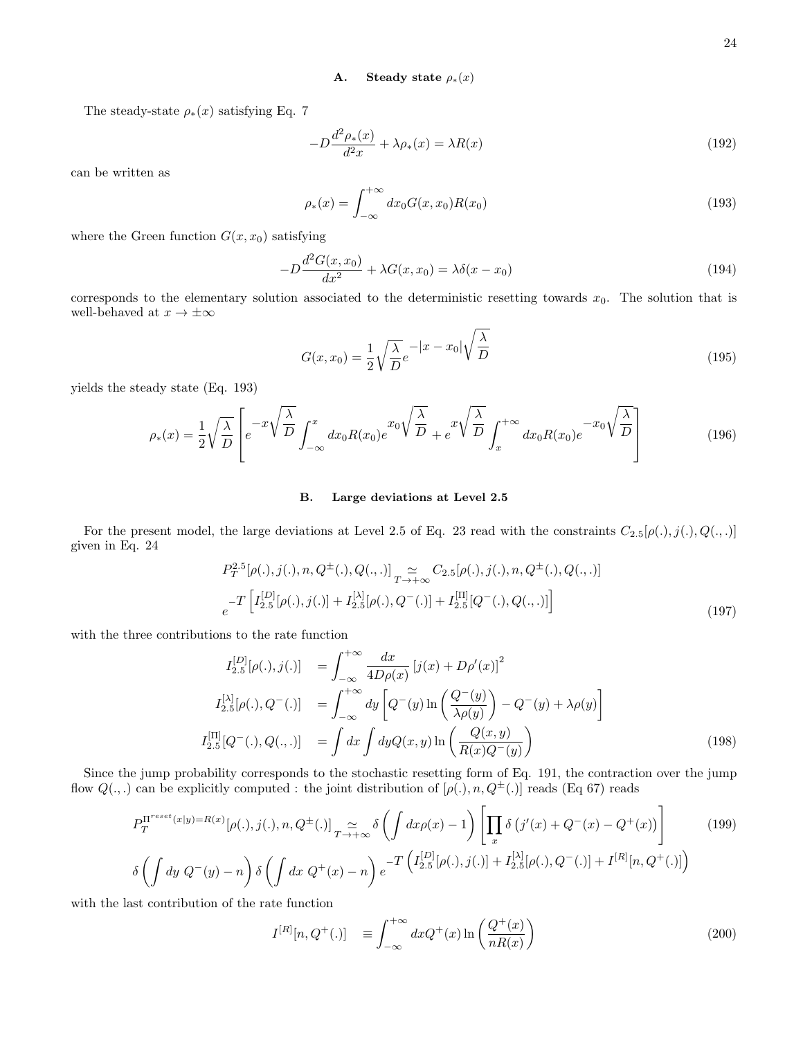### A. Steady state $\rho_*(x)$

The steady-state $\rho_*(x)$ satisfying Eq. 7

$$-D\frac{d^2\rho_*(x)}{d^2x} + \lambda\rho_*(x) = \lambda R(x) \tag{192}$$

can be written as

$$\rho_*(x) = \int_{-\infty}^{+\infty} dx_0 G(x,x_0)R(x_0) \tag{193}$$

where the Green function $G(x,x_0)$ satisfying

$$-D\frac{d^2G(x,x_0)}{dx^2} + \lambda G(x,x_0) = \lambda\delta(x-x_0) \tag{194}$$

corresponds to the elementary solution associated to the deterministic resetting towards $x_0$. The solution that is well-behaved at $x \to \pm\infty$

$$G(x,x_0) = \frac{1}{2}\sqrt{\frac{\lambda}{D}} e^{-|x-x_0|\sqrt{\frac{\lambda}{D}}} \tag{195}$$

yields the steady state (Eq. 193)

$$\rho_*(x) = \frac{1}{2}\sqrt{\frac{\lambda}{D}}\left[ e^{-x\sqrt{\frac{\lambda}{D}}} \int_{-\infty}^{x} dx_0 R(x_0) e^{x_0\sqrt{\frac{\lambda}{D}}} + e^{x\sqrt{\frac{\lambda}{D}}} \int_{x}^{+\infty} dx_0 R(x_0) e^{-x_0\sqrt{\frac{\lambda}{D}}} \right] \tag{196}$$

### B. Large deviations at Level 2.5

For the present model, the large deviations at Level 2.5 of Eq. 23 read with the constraints $C_{2.5}[\rho(.), j(.), Q(.,.)]$ given in Eq. 24

$$P_T^{2.5}[\rho(.), j(.), n, Q^{\pm}(.), Q(.,.)] \underset{T\to+\infty}{\simeq} C_{2.5}[\rho(.), j(.), n, Q^{\pm}(.), Q(.,.)] \\ e^{-T\left[ I_{2.5}^{[D]}[\rho(.), j(.)] + I_{2.5}^{[\lambda]}[\rho(.), Q^{-}(.)] + I_{2.5}^{[\Pi]}[Q^{-}(.), Q(.,.)] \right]} \tag{197}$$

with the three contributions to the rate function

$$\begin{aligned} I_{2.5}^{[D]}[\rho(.), j(.)] &= \int_{-\infty}^{+\infty} \frac{dx}{4D\rho(x)} \left[ j(x) + D\rho'(x) \right]^2 \\ I_{2.5}^{[\lambda]}[\rho(.), Q^{-}(.)] &= \int_{-\infty}^{+\infty} dy \left[ Q^{-}(y) \ln\left( \frac{Q^{-}(y)}{\lambda\rho(y)} \right) - Q^{-}(y) + \lambda\rho(y) \right] \\ I_{2.5}^{[\Pi]}[Q^{-}(.), Q(.,.)] &= \int dx \int dy Q(x,y) \ln\left( \frac{Q(x,y)}{R(x)Q^{-}(y)} \right) \end{aligned} \tag{198}$$

Since the jump probability corresponds to the stochastic resetting form of Eq. 191, the contraction over the jump flow $Q(.,.)$ can be explicitly computed : the joint distribution of $[\rho(.), n, Q^{\pm}(.)]$ reads (Eq 67) reads

$$P_T^{\Pi^{reset}(x|y)=R(x)}[\rho(.), j(.), n, Q^{\pm}(.)] \underset{T\to+\infty}{\simeq} \delta\left( \int dx\rho(x) - 1 \right) \left[ \prod_x \delta\left( j'(x) + Q^{-}(x) - Q^{+}(x) \right) \right] \tag{199}$$

$$\delta\left( \int dy\ Q^{-}(y) - n \right) \delta\left( \int dx\ Q^{+}(x) - n \right) e^{-T\left( I_{2.5}^{[D]}[\rho(.), j(.)] + I_{2.5}^{[\lambda]}[\rho(.), Q^{-}(.)] + I^{[R]}[n, Q^{+}(.)] \right)}$$

with the last contribution of the rate function

$$I^{[R]}[n, Q^{+}(.)] \equiv \int_{-\infty}^{+\infty} dx Q^{+}(x) \ln\left( \frac{Q^{+}(x)}{nR(x)} \right) \tag{200}$$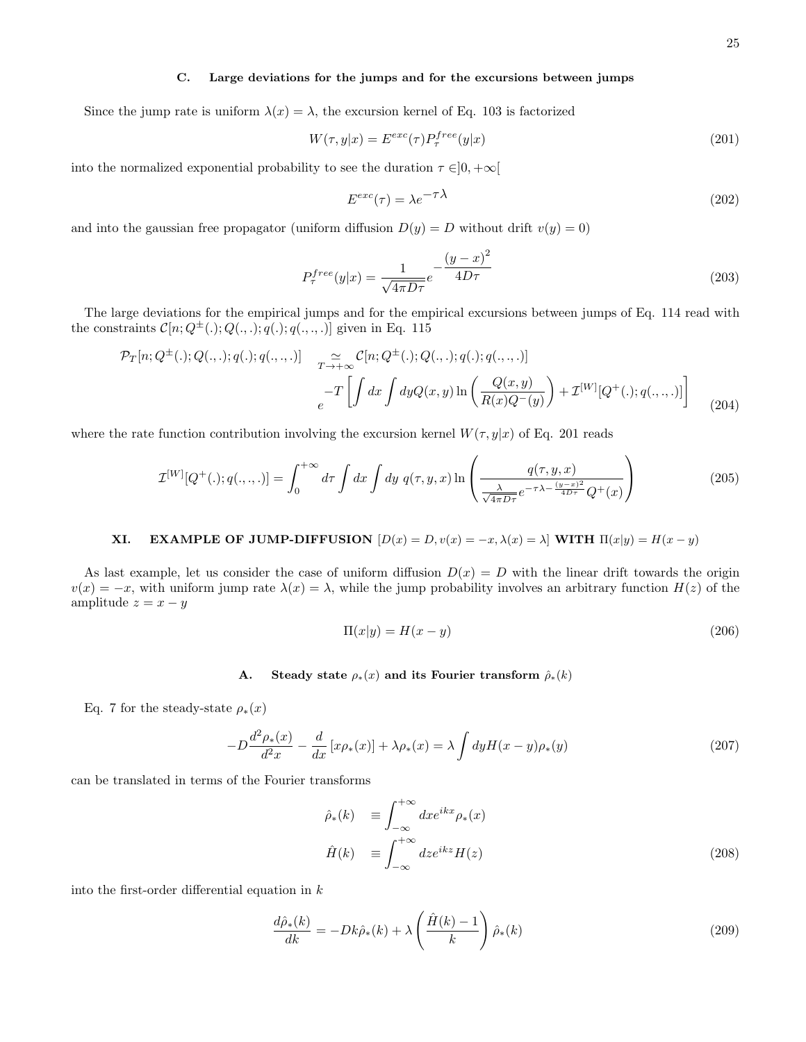### C. Large deviations for the jumps and for the excursions between jumps

Since the jump rate is uniform $\lambda(x) = \lambda$, the excursion kernel of Eq. 103 is factorized

$$W(\tau, y|x) = E^{exc}(\tau) P_\tau^{free}(y|x) \tag{201}$$

into the normalized exponential probability to see the duration $\tau \in ]0, +\infty[$

$$E^{exc}(\tau) = \lambda e^{-\tau \lambda} \tag{202}$$

and into the gaussian free propagator (uniform diffusion $D(y) = D$ without drift $v(y) = 0$)

$$P_\tau^{free}(y|x) = \frac{1}{\sqrt{4\pi D \tau}} e^{-\frac{(y-x)^2}{4D\tau}} \tag{203}$$

The large deviations for the empirical jumps and for the empirical excursions between jumps of Eq. 114 read with the constraints $\mathcal{C}[n; Q^\pm(.); Q(.,.); q(.); q(.,.,.)]$ given in Eq. 115

$$\mathcal{P}_T[n; Q^\pm(.); Q(.,.); q(.); q(.,.,.)] \underset{T \to +\infty}{\simeq} \mathcal{C}[n; Q^\pm(.); Q(.,.); q(.); q(.,.,.)] \, e^{-T\left[\int dx \int dy Q(x,y) \ln\left(\frac{Q(x,y)}{R(x) Q^-(y)}\right) + \mathcal{I}^{[W]}[Q^+(.); q(.,.,.)]\right]} \tag{204}$$

where the rate function contribution involving the excursion kernel $W(\tau, y|x)$ of Eq. 201 reads

$$\mathcal{I}^{[W]}[Q^+(.); q(.,.,.)] = \int_0^{+\infty} d\tau \int dx \int dy \; q(\tau, y, x) \ln\left(\frac{q(\tau, y, x)}{\frac{\lambda}{\sqrt{4\pi D\tau}} e^{-\tau\lambda - \frac{(y-x)^2}{4D\tau}} Q^+(x)}\right) \tag{205}$$

## XI. EXAMPLE OF JUMP-DIFFUSION $[D(x) = D, v(x) = -x, \lambda(x) = \lambda]$ WITH $\Pi(x|y) = H(x-y)$

As last example, let us consider the case of uniform diffusion $D(x) = D$ with the linear drift towards the origin $v(x) = -x$, with uniform jump rate $\lambda(x) = \lambda$, while the jump probability involves an arbitrary function $H(z)$ of the amplitude $z = x - y$

$$\Pi(x|y) = H(x-y) \tag{206}$$

### A. Steady state $\rho_*(x)$ and its Fourier transform $\hat{\rho}_*(k)$

Eq. 7 for the steady-state $\rho_*(x)$

$$-D\frac{d^2\rho_*(x)}{d^2x} - \frac{d}{dx}\left[x\rho_*(x)\right] + \lambda\rho_*(x) = \lambda \int dy H(x-y)\rho_*(y) \tag{207}$$

can be translated in terms of the Fourier transforms

$$\begin{aligned}
\hat{\rho}_*(k) &\equiv \int_{-\infty}^{+\infty} dx e^{ikx} \rho_*(x) \\
\hat{H}(k) &\equiv \int_{-\infty}^{+\infty} dz e^{ikz} H(z)
\end{aligned} \tag{208}$$

into the first-order differential equation in $k$

$$\frac{d\hat{\rho}_*(k)}{dk} = -Dk\hat{\rho}_*(k) + \lambda\left(\frac{\hat{H}(k) - 1}{k}\right)\hat{\rho}_*(k) \tag{209}$$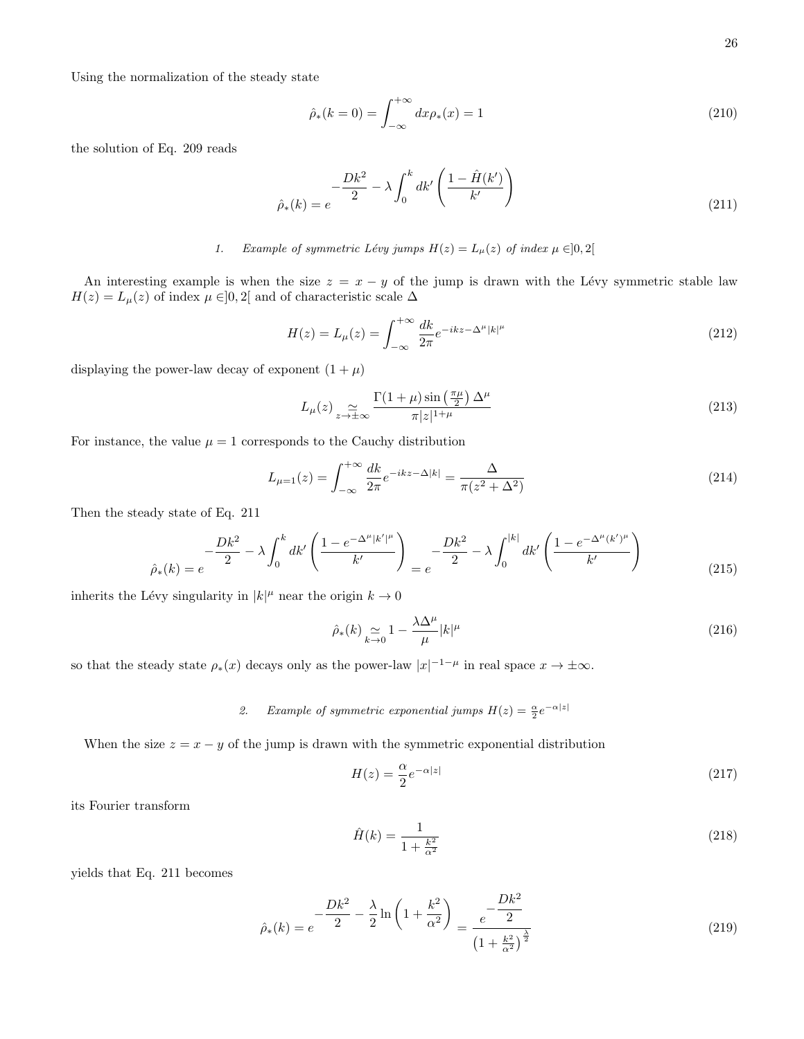Using the normalization of the steady state

$$\hat{\rho}_*(k=0) = \int_{-\infty}^{+\infty} dx \rho_*(x) = 1 \tag{210}$$

the solution of Eq. 209 reads

$$\hat{\rho}_*(k) = e^{-\frac{Dk^2}{2} - \lambda \int_0^k dk' \left( \frac{1-\hat{H}(k')}{k'} \right)} \tag{211}$$

### 1. Example of symmetric Lévy jumps $H(z) = L_\mu(z)$ of index $\mu \in ]0,2[$

An interesting example is when the size $z = x - y$ of the jump is drawn with the Lévy symmetric stable law $H(z) = L_\mu(z)$ of index $\mu \in ]0,2[$ and of characteristic scale $\Delta$

$$H(z) = L_\mu(z) = \int_{-\infty}^{+\infty} \frac{dk}{2\pi} e^{-ikz - \Delta^\mu |k|^\mu} \tag{212}$$

displaying the power-law decay of exponent $(1+\mu)$

$$L_\mu(z) \underset{z \to \pm\infty}{\simeq} \frac{\Gamma(1+\mu) \sin\left(\frac{\pi\mu}{2}\right) \Delta^\mu}{\pi |z|^{1+\mu}} \tag{213}$$

For instance, the value $\mu = 1$ corresponds to the Cauchy distribution

$$L_{\mu=1}(z) = \int_{-\infty}^{+\infty} \frac{dk}{2\pi} e^{-ikz - \Delta|k|} = \frac{\Delta}{\pi(z^2 + \Delta^2)} \tag{214}$$

Then the steady state of Eq. 211

$$\hat{\rho}_*(k) = e^{-\frac{Dk^2}{2} - \lambda \int_0^k dk' \left( \frac{1 - e^{-\Delta^\mu |k'|^\mu}}{k'} \right)} = e^{-\frac{Dk^2}{2} - \lambda \int_0^{|k|} dk' \left( \frac{1 - e^{-\Delta^\mu (k')^\mu}}{k'} \right)} \tag{215}$$

inherits the Lévy singularity in $|k|^\mu$ near the origin $k \to 0$

$$\hat{\rho}_*(k) \underset{k \to 0}{\simeq} 1 - \frac{\lambda \Delta^\mu}{\mu} |k|^\mu \tag{216}$$

so that the steady state $\rho_*(x)$ decays only as the power-law $|x|^{-1-\mu}$ in real space $x \to \pm\infty$.

### 2. Example of symmetric exponential jumps $H(z) = \frac{\alpha}{2} e^{-\alpha|z|}$

When the size $z = x - y$ of the jump is drawn with the symmetric exponential distribution

$$H(z) = \frac{\alpha}{2} e^{-\alpha|z|} \tag{217}$$

its Fourier transform

$$\hat{H}(k) = \frac{1}{1 + \frac{k^2}{\alpha^2}} \tag{218}$$

yields that Eq. 211 becomes

$$\hat{\rho}_*(k) = e^{-\frac{Dk^2}{2} - \frac{\lambda}{2} \ln\left(1 + \frac{k^2}{\alpha^2}\right)} = \frac{e^{-\frac{Dk^2}{2}}}{\left(1 + \frac{k^2}{\alpha^2}\right)^{\frac{\lambda}{2}}} \tag{219}$$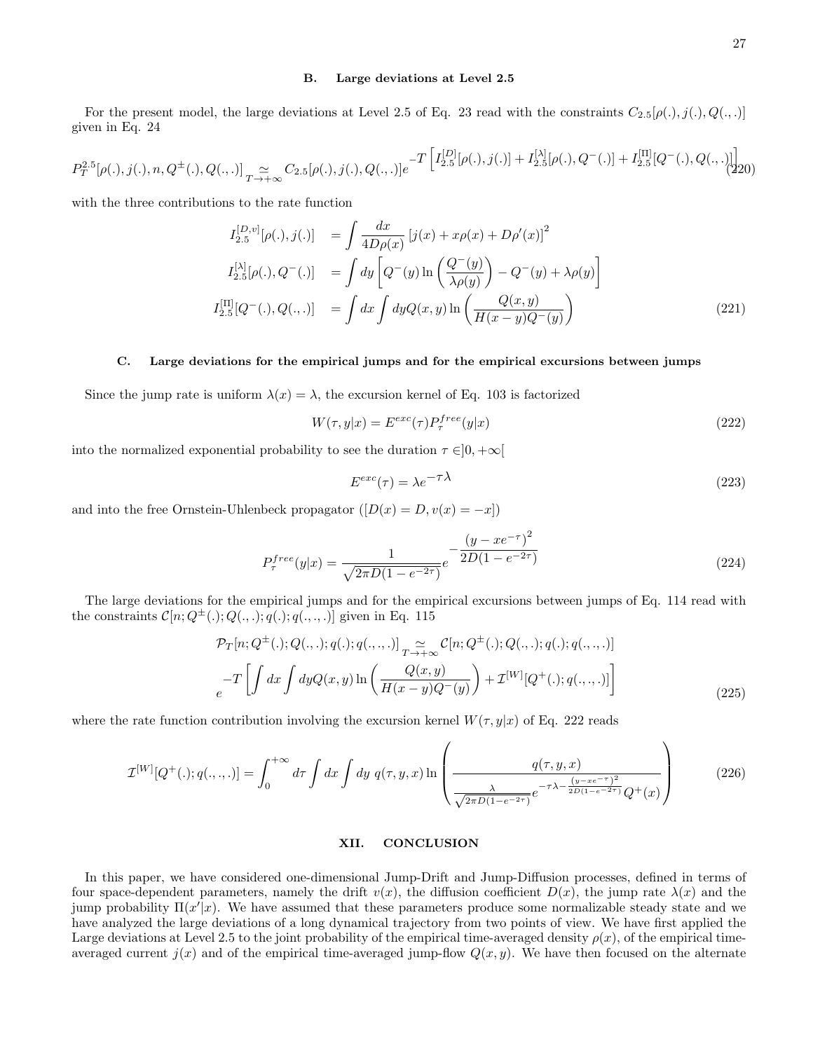### B. Large deviations at Level 2.5

For the present model, the large deviations at Level 2.5 of Eq. 23 read with the constraints $C_{2.5}[\rho(.), j(.), Q(.,.)]$ given in Eq. 24

$$
P_T^{2.5}[\rho(.), j(.), n, Q^{\pm}(.), Q(.,.)] \underset{T \to +\infty}{\simeq} C_{2.5}[\rho(.), j(.), Q(.,.)] e^{-T \left[ I_{2.5}^{[D]}[\rho(.), j(.)] + I_{2.5}^{[\lambda]}[\rho(.), Q^{-}(.)] + I_{2.5}^{[\Pi]}[Q^{-}(.), Q(.,.)] \right]} \tag{220}
$$

with the three contributions to the rate function

$$
\begin{aligned}
I_{2.5}^{[D,v]}[\rho(.), j(.)] &= \int \frac{dx}{4D\rho(x)} \left[ j(x) + x\rho(x) + D\rho'(x) \right]^2 \\
I_{2.5}^{[\lambda]}[\rho(.), Q^{-}(.)] &= \int dy \left[ Q^{-}(y) \ln \left( \frac{Q^{-}(y)}{\lambda \rho(y)} \right) - Q^{-}(y) + \lambda \rho(y) \right] \\
I_{2.5}^{[\Pi]}[Q^{-}(.), Q(.,.)] &= \int dx \int dy Q(x,y) \ln \left( \frac{Q(x,y)}{H(x-y) Q^{-}(y)} \right)
\end{aligned} \tag{221}
$$

### C. Large deviations for the empirical jumps and for the empirical excursions between jumps

Since the jump rate is uniform $\lambda(x) = \lambda$, the excursion kernel of Eq. 103 is factorized

$$
W(\tau, y|x) = E^{exc}(\tau) P_{\tau}^{free}(y|x) \tag{222}
$$

into the normalized exponential probability to see the duration $\tau \in ]0, +\infty[$

$$
E^{exc}(\tau) = \lambda e^{-\tau \lambda} \tag{223}
$$

and into the free Ornstein-Uhlenbeck propagator ($[D(x) = D, v(x) = -x]$)

$$
P_{\tau}^{free}(y|x) = \frac{1}{\sqrt{2\pi D(1 - e^{-2\tau})}} e^{-\frac{(y - xe^{-\tau})^2}{2D(1 - e^{-2\tau})}} \tag{224}
$$

The large deviations for the empirical jumps and for the empirical excursions between jumps of Eq. 114 read with the constraints $\mathcal{C}[n; Q^{\pm}(.); Q(.,.); q(.); q(.,.,.)]$ given in Eq. 115

$$
\begin{aligned}
&\mathcal{P}_T[n; Q^{\pm}(.); Q(.,.); q(.); q(.,.,.)] \underset{T \to +\infty}{\simeq} \mathcal{C}[n; Q^{\pm}(.); Q(.,.); q(.); q(.,.,.)] \\
&e^{-T \left[ \int dx \int dy Q(x,y) \ln \left( \frac{Q(x,y)}{H(x-y) Q^{-}(y)} \right) + \mathcal{I}^{[W]}[Q^{+}(.); q(.,.,.)] \right]}
\end{aligned} \tag{225}
$$

where the rate function contribution involving the excursion kernel $W(\tau, y|x)$ of Eq. 222 reads

$$
\mathcal{I}^{[W]}[Q^{+}(.); q(.,.,.)] = \int_0^{+\infty} d\tau \int dx \int dy \; q(\tau, y, x) \ln \left( \frac{q(\tau, y, x)}{\frac{\lambda}{\sqrt{2\pi D(1 - e^{-2\tau})}} e^{-\tau \lambda - \frac{(y - xe^{-\tau})^2}{2D(1 - e^{-2\tau})}} Q^{+}(x)} \right) \tag{226}
$$

## XII. CONCLUSION

In this paper, we have considered one-dimensional Jump-Drift and Jump-Diffusion processes, defined in terms of four space-dependent parameters, namely the drift $v(x)$, the diffusion coefficient $D(x)$, the jump rate $\lambda(x)$ and the jump probability $\Pi(x'|x)$. We have assumed that these parameters produce some normalizable steady state and we have analyzed the large deviations of a long dynamical trajectory from two points of view. We have first applied the Large deviations at Level 2.5 to the joint probability of the empirical time-averaged density $\rho(x)$, of the empirical time-averaged current $j(x)$ and of the empirical time-averaged jump-flow $Q(x, y)$. We have then focused on the alternate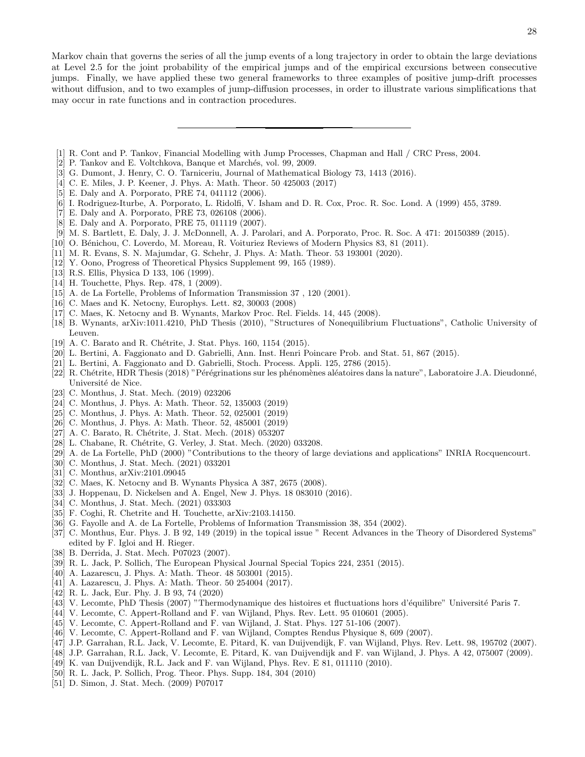Markov chain that governs the series of all the jump events of a long trajectory in order to obtain the large deviations at Level 2.5 for the joint probability of the empirical jumps and of the empirical excursions between consecutive jumps. Finally, we have applied these two general frameworks to three examples of positive jump-drift processes without diffusion, and to two examples of jump-diffusion processes, in order to illustrate various simplifications that may occur in rate functions and in contraction procedures.

---

[1] R. Cont and P. Tankov, Financial Modelling with Jump Processes, Chapman and Hall / CRC Press, 2004.
[2] P. Tankov and E. Voltchkova, Banque et Marchés, vol. 99, 2009.
[3] G. Dumont, J. Henry, C. O. Tarniceriu, Journal of Mathematical Biology 73, 1413 (2016).
[4] C. E. Miles, J. P. Keener, J. Phys. A: Math. Theor. 50 425003 (2017)
[5] E. Daly and A. Porporato, PRE 74, 041112 (2006).
[6] I. Rodriguez-Iturbe, A. Porporato, L. Ridolfi, V. Isham and D. R. Cox, Proc. R. Soc. Lond. A (1999) 455, 3789.
[7] E. Daly and A. Porporato, PRE 73, 026108 (2006).
[8] E. Daly and A. Porporato, PRE 75, 011119 (2007).
[9] M. S. Bartlett, E. Daly, J. J. McDonnell, A. J. Parolari, and A. Porporato, Proc. R. Soc. A 471: 20150389 (2015).
[10] O. Bénichou, C. Loverdo, M. Moreau, R. Voituriez Reviews of Modern Physics 83, 81 (2011).
[11] M. R. Evans, S. N. Majumdar, G. Schehr, J. Phys. A: Math. Theor. 53 193001 (2020).
[12] Y. Oono, Progress of Theoretical Physics Supplement 99, 165 (1989).
[13] R.S. Ellis, Physica D 133, 106 (1999).
[14] H. Touchette, Phys. Rep. 478, 1 (2009).
[15] A. de La Fortelle, Problems of Information Transmission 37 , 120 (2001).
[16] C. Maes and K. Netocny, Europhys. Lett. 82, 30003 (2008)
[17] C. Maes, K. Netocny and B. Wynants, Markov Proc. Rel. Fields. 14, 445 (2008).
[18] B. Wynants, arXiv:1011.4210, PhD Thesis (2010), "Structures of Nonequilibrium Fluctuations", Catholic University of Leuven.
[19] A. C. Barato and R. Chétrite, J. Stat. Phys. 160, 1154 (2015).
[20] L. Bertini, A. Faggionato and D. Gabrielli, Ann. Inst. Henri Poincare Prob. and Stat. 51, 867 (2015).
[21] L. Bertini, A. Faggionato and D. Gabrielli, Stoch. Process. Appli. 125, 2786 (2015).
[22] R. Chétrite, HDR Thesis (2018) "Pérégrinations sur les phénomènes aléatoires dans la nature", Laboratoire J.A. Dieudonné, Université de Nice.
[23] C. Monthus, J. Stat. Mech. (2019) 023206
[24] C. Monthus, J. Phys. A: Math. Theor. 52, 135003 (2019)
[25] C. Monthus, J. Phys. A: Math. Theor. 52, 025001 (2019)
[26] C. Monthus, J. Phys. A: Math. Theor. 52, 485001 (2019)
[27] A. C. Barato, R. Chétrite, J. Stat. Mech. (2018) 053207
[28] L. Chabane, R. Chétrite, G. Verley, J. Stat. Mech. (2020) 033208.
[29] A. de La Fortelle, PhD (2000) "Contributions to the theory of large deviations and applications" INRIA Rocquencourt.
[30] C. Monthus, J. Stat. Mech. (2021) 033201
[31] C. Monthus, arXiv:2101.09045
[32] C. Maes, K. Netocny and B. Wynants Physica A 387, 2675 (2008).
[33] J. Hoppenau, D. Nickelsen and A. Engel, New J. Phys. 18 083010 (2016).
[34] C. Monthus, J. Stat. Mech. (2021) 033303
[35] F. Coghi, R. Chetrite and H. Touchette, arXiv:2103.14150.
[36] G. Fayolle and A. de La Fortelle, Problems of Information Transmission 38, 354 (2002).
[37] C. Monthus, Eur. Phys. J. B 92, 149 (2019) in the topical issue " Recent Advances in the Theory of Disordered Systems" edited by F. Igloi and H. Rieger.
[38] B. Derrida, J. Stat. Mech. P07023 (2007).
[39] R. L. Jack, P. Sollich, The European Physical Journal Special Topics 224, 2351 (2015).
[40] A. Lazarescu, J. Phys. A: Math. Theor. 48 503001 (2015).
[41] A. Lazarescu, J. Phys. A: Math. Theor. 50 254004 (2017).
[42] R. L. Jack, Eur. Phy. J. B 93, 74 (2020)
[43] V. Lecomte, PhD Thesis (2007) "Thermodynamique des histoires et fluctuations hors d'équilibre" Université Paris 7.
[44] V. Lecomte, C. Appert-Rolland and F. van Wijland, Phys. Rev. Lett. 95 010601 (2005).
[45] V. Lecomte, C. Appert-Rolland and F. van Wijland, J. Stat. Phys. 127 51-106 (2007).
[46] V. Lecomte, C. Appert-Rolland and F. van Wijland, Comptes Rendus Physique 8, 609 (2007).
[47] J.P. Garrahan, R.L. Jack, V. Lecomte, E. Pitard, K. van Duijvendijk, F. van Wijland, Phys. Rev. Lett. 98, 195702 (2007).
[48] J.P. Garrahan, R.L. Jack, V. Lecomte, E. Pitard, K. van Duijvendijk and F. van Wijland, J. Phys. A 42, 075007 (2009).
[49] K. van Duijvendijk, R.L. Jack and F. van Wijland, Phys. Rev. E 81, 011110 (2010).
[50] R. L. Jack, P. Sollich, Prog. Theor. Phys. Supp. 184, 304 (2010)
[51] D. Simon, J. Stat. Mech. (2009) P07017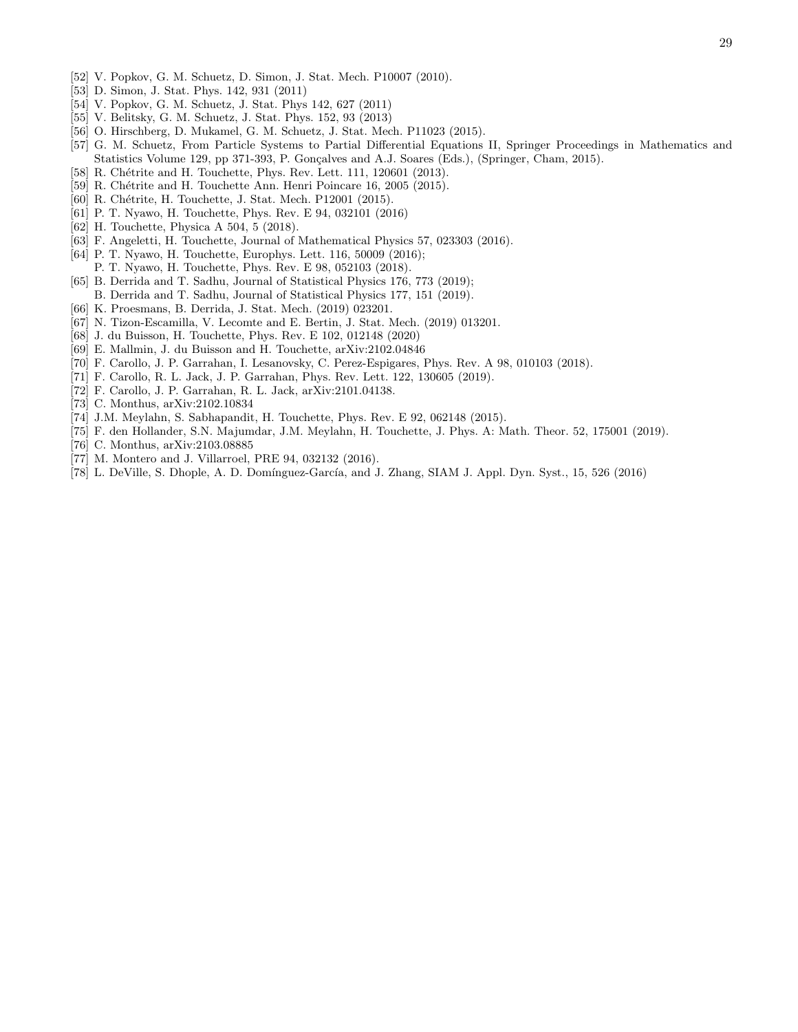[52] V. Popkov, G. M. Schuetz, D. Simon, J. Stat. Mech. P10007 (2010).
[53] D. Simon, J. Stat. Phys. 142, 931 (2011)
[54] V. Popkov, G. M. Schuetz, J. Stat. Phys 142, 627 (2011)
[55] V. Belitsky, G. M. Schuetz, J. Stat. Phys. 152, 93 (2013)
[56] O. Hirschberg, D. Mukamel, G. M. Schuetz, J. Stat. Mech. P11023 (2015).
[57] G. M. Schuetz, From Particle Systems to Partial Differential Equations II, Springer Proceedings in Mathematics and Statistics Volume 129, pp 371-393, P. Gonçalves and A.J. Soares (Eds.), (Springer, Cham, 2015).
[58] R. Chétrite and H. Touchette, Phys. Rev. Lett. 111, 120601 (2013).
[59] R. Chétrite and H. Touchette Ann. Henri Poincare 16, 2005 (2015).
[60] R. Chétrite, H. Touchette, J. Stat. Mech. P12001 (2015).
[61] P. T. Nyawo, H. Touchette, Phys. Rev. E 94, 032101 (2016)
[62] H. Touchette, Physica A 504, 5 (2018).
[63] F. Angeletti, H. Touchette, Journal of Mathematical Physics 57, 023303 (2016).
[64] P. T. Nyawo, H. Touchette, Europhys. Lett. 116, 50009 (2016);
P. T. Nyawo, H. Touchette, Phys. Rev. E 98, 052103 (2018).
[65] B. Derrida and T. Sadhu, Journal of Statistical Physics 176, 773 (2019);
B. Derrida and T. Sadhu, Journal of Statistical Physics 177, 151 (2019).
[66] K. Proesmans, B. Derrida, J. Stat. Mech. (2019) 023201.
[67] N. Tizon-Escamilla, V. Lecomte and E. Bertin, J. Stat. Mech. (2019) 013201.
[68] J. du Buisson, H. Touchette, Phys. Rev. E 102, 012148 (2020)
[69] E. Mallmin, J. du Buisson and H. Touchette, arXiv:2102.04846
[70] F. Carollo, J. P. Garrahan, I. Lesanovsky, C. Perez-Espigares, Phys. Rev. A 98, 010103 (2018).
[71] F. Carollo, R. L. Jack, J. P. Garrahan, Phys. Rev. Lett. 122, 130605 (2019).
[72] F. Carollo, J. P. Garrahan, R. L. Jack, arXiv:2101.04138.
[73] C. Monthus, arXiv:2102.10834
[74] J.M. Meylahn, S. Sabhapandit, H. Touchette, Phys. Rev. E 92, 062148 (2015).
[75] F. den Hollander, S.N. Majumdar, J.M. Meylahn, H. Touchette, J. Phys. A: Math. Theor. 52, 175001 (2019).
[76] C. Monthus, arXiv:2103.08885
[77] M. Montero and J. Villarroel, PRE 94, 032132 (2016).
[78] L. DeVille, S. Dhople, A. D. Domínguez-García, and J. Zhang, SIAM J. Appl. Dyn. Syst., 15, 526 (2016)